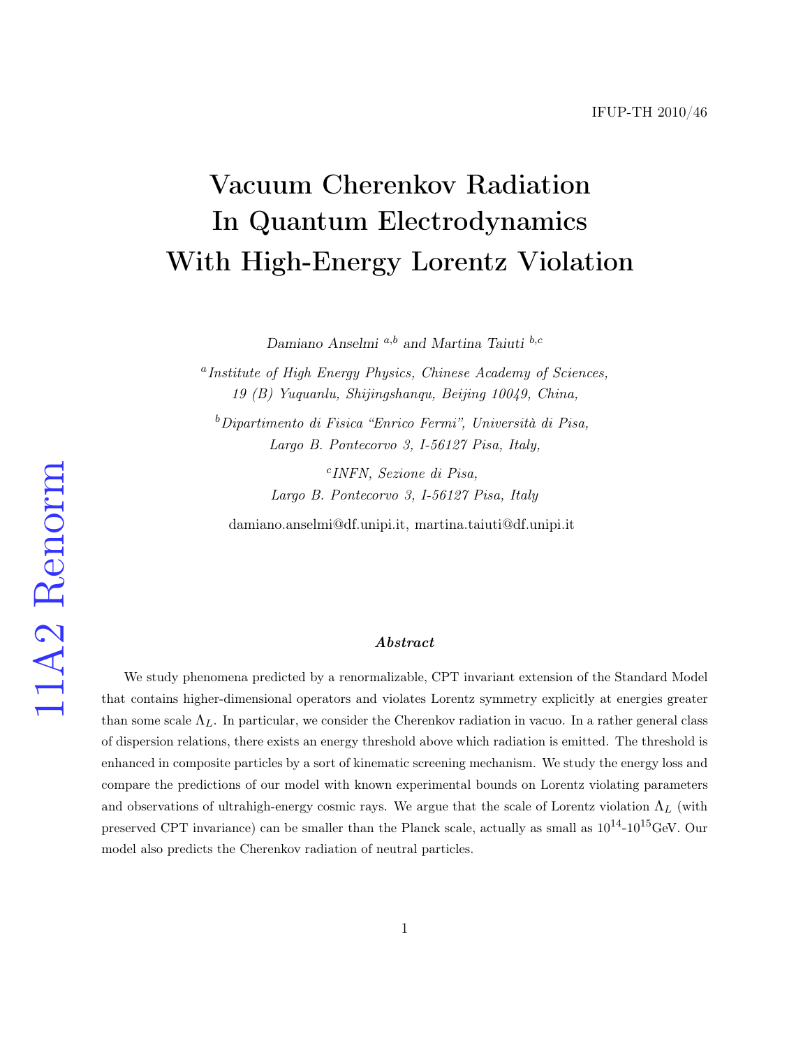IFUP-TH 2010/46

# Vacuum Cherenkov Radiation In Quantum Electrodynamics With High-Energy Lorentz Violation

*Damiano Anselmi* [a,b] and *Martina Taiuti* [b,c]

[a] *Institute of High Energy Physics, Chinese Academy of Sciences, 19 (B) Yuquanlu, Shijingshanqu, Beijing 10049, China,*

[b] *Dipartimento di Fisica "Enrico Fermi", Università di Pisa, Largo B. Pontecorvo 3, I-56127 Pisa, Italy,*

[c] *INFN, Sezione di Pisa, Largo B. Pontecorvo 3, I-56127 Pisa, Italy*

damiano.anselmi@df.unipi.it, martina.taiuti@df.unipi.it

11A2 Renorm

***Abstract***

We study phenomena predicted by a renormalizable, CPT invariant extension of the Standard Model that contains higher-dimensional operators and violates Lorentz symmetry explicitly at energies greater than some scale $\Lambda_L$. In particular, we consider the Cherenkov radiation in vacuo. In a rather general class of dispersion relations, there exists an energy threshold above which radiation is emitted. The threshold is enhanced in composite particles by a sort of kinematic screening mechanism. We study the energy loss and compare the predictions of our model with known experimental bounds on Lorentz violating parameters and observations of ultrahigh-energy cosmic rays. We argue that the scale of Lorentz violation $\Lambda_L$ (with preserved CPT invariance) can be smaller than the Planck scale, actually as small as $10^{14}$-$10^{15}$GeV. Our model also predicts the Cherenkov radiation of neutral particles.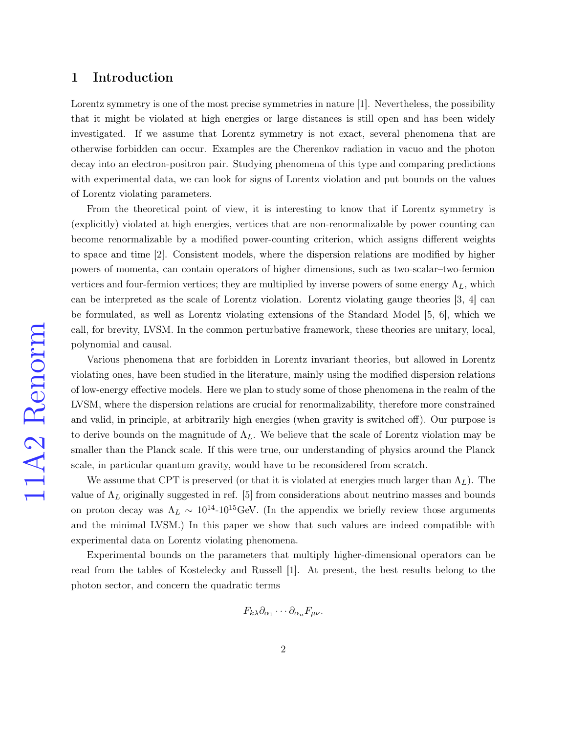## 1 Introduction

Lorentz symmetry is one of the most precise symmetries in nature [1]. Nevertheless, the possibility that it might be violated at high energies or large distances is still open and has been widely investigated. If we assume that Lorentz symmetry is not exact, several phenomena that are otherwise forbidden can occur. Examples are the Cherenkov radiation in vacuo and the photon decay into an electron-positron pair. Studying phenomena of this type and comparing predictions with experimental data, we can look for signs of Lorentz violation and put bounds on the values of Lorentz violating parameters.

From the theoretical point of view, it is interesting to know that if Lorentz symmetry is (explicitly) violated at high energies, vertices that are non-renormalizable by power counting can become renormalizable by a modified power-counting criterion, which assigns different weights to space and time [2]. Consistent models, where the dispersion relations are modified by higher powers of momenta, can contain operators of higher dimensions, such as two-scalar–two-fermion vertices and four-fermion vertices; they are multiplied by inverse powers of some energy $\Lambda_L$, which can be interpreted as the scale of Lorentz violation. Lorentz violating gauge theories [3, 4] can be formulated, as well as Lorentz violating extensions of the Standard Model [5, 6], which we call, for brevity, LVSM. In the common perturbative framework, these theories are unitary, local, polynomial and causal.

Various phenomena that are forbidden in Lorentz invariant theories, but allowed in Lorentz violating ones, have been studied in the literature, mainly using the modified dispersion relations of low-energy effective models. Here we plan to study some of those phenomena in the realm of the LVSM, where the dispersion relations are crucial for renormalizability, therefore more constrained and valid, in principle, at arbitrarily high energies (when gravity is switched off). Our purpose is to derive bounds on the magnitude of $\Lambda_L$. We believe that the scale of Lorentz violation may be smaller than the Planck scale. If this were true, our understanding of physics around the Planck scale, in particular quantum gravity, would have to be reconsidered from scratch.

We assume that CPT is preserved (or that it is violated at energies much larger than $\Lambda_L$). The value of $\Lambda_L$ originally suggested in ref. [5] from considerations about neutrino masses and bounds on proton decay was $\Lambda_L \sim 10^{14}$-$10^{15}$GeV. (In the appendix we briefly review those arguments and the minimal LVSM.) In this paper we show that such values are indeed compatible with experimental data on Lorentz violating phenomena.

Experimental bounds on the parameters that multiply higher-dimensional operators can be read from the tables of Kostelecky and Russell [1]. At present, the best results belong to the photon sector, and concern the quadratic terms

$$F_{k\lambda}\partial_{\alpha_1}\cdots\partial_{\alpha_n}F_{\mu\nu}.$$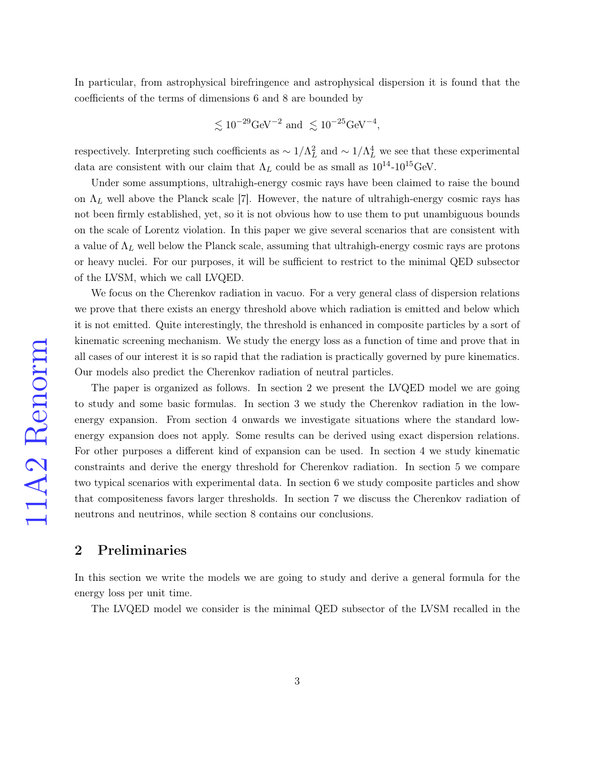In particular, from astrophysical birefringence and astrophysical dispersion it is found that the coefficients of the terms of dimensions 6 and 8 are bounded by

$$\lesssim 10^{-29}\text{GeV}^{-2} \text{ and } \lesssim 10^{-25}\text{GeV}^{-4},$$

respectively. Interpreting such coefficients as $\sim 1/\Lambda_L^2$ and $\sim 1/\Lambda_L^4$ we see that these experimental data are consistent with our claim that $\Lambda_L$ could be as small as $10^{14}$-$10^{15}$GeV.

Under some assumptions, ultrahigh-energy cosmic rays have been claimed to raise the bound on $\Lambda_L$ well above the Planck scale [7]. However, the nature of ultrahigh-energy cosmic rays has not been firmly established, yet, so it is not obvious how to use them to put unambiguous bounds on the scale of Lorentz violation. In this paper we give several scenarios that are consistent with a value of $\Lambda_L$ well below the Planck scale, assuming that ultrahigh-energy cosmic rays are protons or heavy nuclei. For our purposes, it will be sufficient to restrict to the minimal QED subsector of the LVSM, which we call LVQED.

We focus on the Cherenkov radiation in vacuo. For a very general class of dispersion relations we prove that there exists an energy threshold above which radiation is emitted and below which it is not emitted. Quite interestingly, the threshold is enhanced in composite particles by a sort of kinematic screening mechanism. We study the energy loss as a function of time and prove that in all cases of our interest it is so rapid that the radiation is practically governed by pure kinematics. Our models also predict the Cherenkov radiation of neutral particles.

The paper is organized as follows. In section 2 we present the LVQED model we are going to study and some basic formulas. In section 3 we study the Cherenkov radiation in the low-energy expansion. From section 4 onwards we investigate situations where the standard low-energy expansion does not apply. Some results can be derived using exact dispersion relations. For other purposes a different kind of expansion can be used. In section 4 we study kinematic constraints and derive the energy threshold for Cherenkov radiation. In section 5 we compare two typical scenarios with experimental data. In section 6 we study composite particles and show that compositeness favors larger thresholds. In section 7 we discuss the Cherenkov radiation of neutrons and neutrinos, while section 8 contains our conclusions.

## 2 Preliminaries

In this section we write the models we are going to study and derive a general formula for the energy loss per unit time.

The LVQED model we consider is the minimal QED subsector of the LVSM recalled in the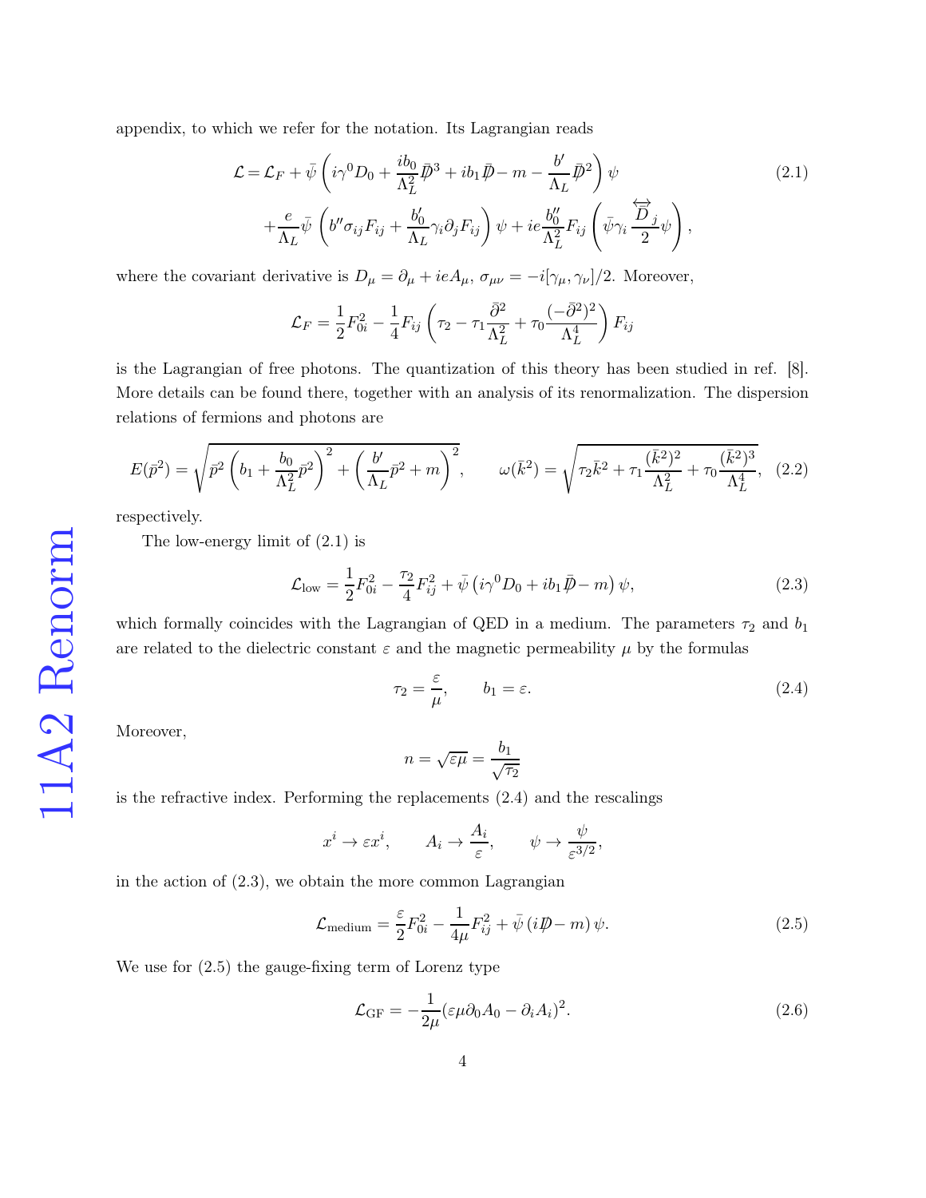appendix, to which we refer for the notation. Its Lagrangian reads

$$
\begin{aligned}
\mathcal{L} = \mathcal{L}_F + \bar{\psi}\left(i\gamma^0 D_0 + \frac{ib_0}{\Lambda_L^2}\bar{D\!\!\!/}^3 + ib_1\bar{D\!\!\!/} - m - \frac{b'}{\Lambda_L}\bar{D\!\!\!/}^2\right)\psi \\
+\frac{e}{\Lambda_L}\bar{\psi}\left(b''\sigma_{ij}F_{ij} + \frac{b_0'}{\Lambda_L}\gamma_i\partial_j F_{ij}\right)\psi + ie\frac{b_0''}{\Lambda_L^2}F_{ij}\left(\bar{\psi}\gamma_i\frac{\overleftrightarrow{\bar{D}}_j}{2}\psi\right),
\end{aligned}
\tag{2.1}
$$

where the covariant derivative is $D_\mu = \partial_\mu + ieA_\mu$, $\sigma_{\mu\nu} = -i[\gamma_\mu, \gamma_\nu]/2$. Moreover,

$$
\mathcal{L}_F = \frac{1}{2}F_{0i}^2 - \frac{1}{4}F_{ij}\left(\tau_2 - \tau_1\frac{\bar{\partial}^2}{\Lambda_L^2} + \tau_0\frac{(-\bar{\partial}^2)^2}{\Lambda_L^4}\right)F_{ij}
$$

is the Lagrangian of free photons. The quantization of this theory has been studied in ref. [8]. More details can be found there, together with an analysis of its renormalization. The dispersion relations of fermions and photons are

$$
E(\bar{p}^2) = \sqrt{\bar{p}^2\left(b_1 + \frac{b_0}{\Lambda_L^2}\bar{p}^2\right)^2 + \left(\frac{b'}{\Lambda_L}\bar{p}^2 + m\right)^2}, \qquad \omega(\bar{k}^2) = \sqrt{\tau_2\bar{k}^2 + \tau_1\frac{(\bar{k}^2)^2}{\Lambda_L^2} + \tau_0\frac{(\bar{k}^2)^3}{\Lambda_L^4}}, \tag{2.2}
$$

respectively.

The low-energy limit of (2.1) is

$$
\mathcal{L}_{\text{low}} = \frac{1}{2}F_{0i}^2 - \frac{\tau_2}{4}F_{ij}^2 + \bar{\psi}\left(i\gamma^0 D_0 + ib_1\bar{D\!\!\!/} - m\right)\psi, \tag{2.3}
$$

which formally coincides with the Lagrangian of QED in a medium. The parameters $\tau_2$ and $b_1$ are related to the dielectric constant $\varepsilon$ and the magnetic permeability $\mu$ by the formulas

$$
\tau_2 = \frac{\varepsilon}{\mu}, \qquad b_1 = \varepsilon. \tag{2.4}
$$

Moreover,

$$
n = \sqrt{\varepsilon\mu} = \frac{b_1}{\sqrt{\tau_2}}
$$

is the refractive index. Performing the replacements (2.4) and the rescalings

$$
x^i \rightarrow \varepsilon x^i, \qquad A_i \rightarrow \frac{A_i}{\varepsilon}, \qquad \psi \rightarrow \frac{\psi}{\varepsilon^{3/2}},
$$

in the action of (2.3), we obtain the more common Lagrangian

$$
\mathcal{L}_{\text{medium}} = \frac{\varepsilon}{2}F_{0i}^2 - \frac{1}{4\mu}F_{ij}^2 + \bar{\psi}\left(iD\!\!\!/ - m\right)\psi. \tag{2.5}
$$

We use for (2.5) the gauge-fixing term of Lorenz type

$$
\mathcal{L}_{\text{GF}} = -\frac{1}{2\mu}(\varepsilon\mu\partial_0 A_0 - \partial_i A_i)^2. \tag{2.6}
$$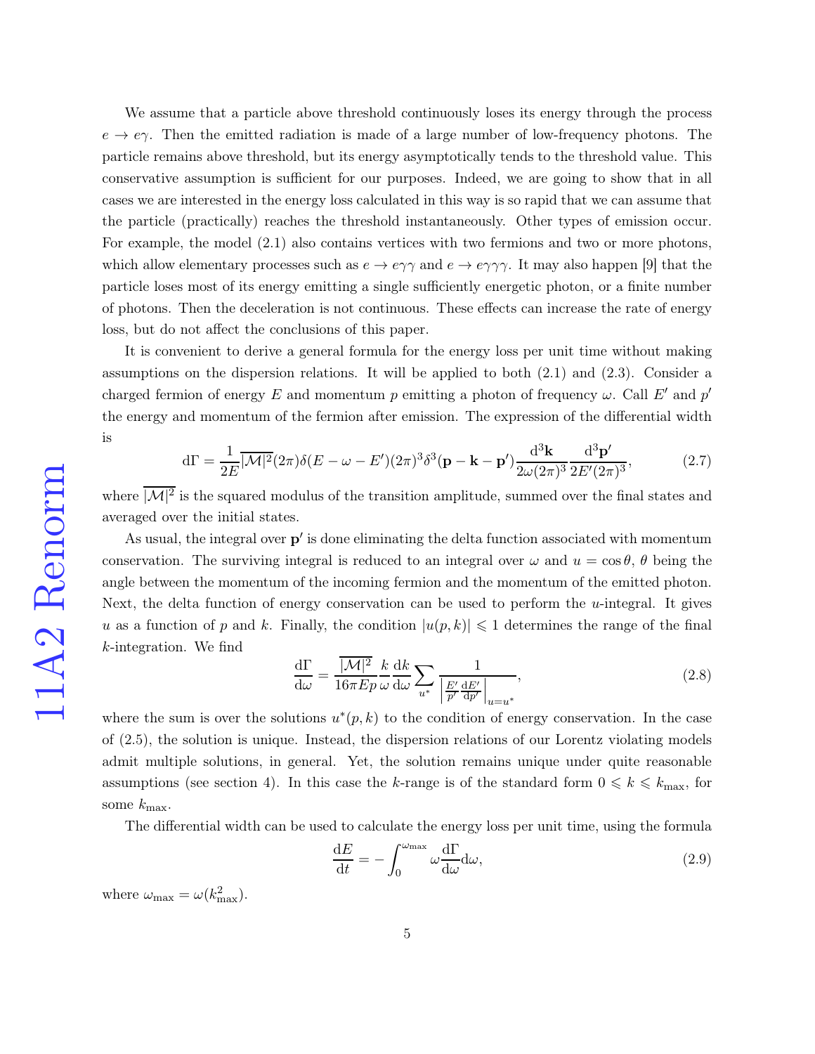We assume that a particle above threshold continuously loses its energy through the process $e \to e\gamma$. Then the emitted radiation is made of a large number of low-frequency photons. The particle remains above threshold, but its energy asymptotically tends to the threshold value. This conservative assumption is sufficient for our purposes. Indeed, we are going to show that in all cases we are interested in the energy loss calculated in this way is so rapid that we can assume that the particle (practically) reaches the threshold instantaneously. Other types of emission occur. For example, the model (2.1) also contains vertices with two fermions and two or more photons, which allow elementary processes such as $e \to e\gamma\gamma$ and $e \to e\gamma\gamma\gamma$. It may also happen [9] that the particle loses most of its energy emitting a single sufficiently energetic photon, or a finite number of photons. Then the deceleration is not continuous. These effects can increase the rate of energy loss, but do not affect the conclusions of this paper.

It is convenient to derive a general formula for the energy loss per unit time without making assumptions on the dispersion relations. It will be applied to both (2.1) and (2.3). Consider a charged fermion of energy $E$ and momentum $p$ emitting a photon of frequency $\omega$. Call $E'$ and $p'$ the energy and momentum of the fermion after emission. The expression of the differential width is

$$\mathrm{d}\Gamma = \frac{1}{2E}\overline{|\mathcal{M}|^2}(2\pi)\delta(E-\omega-E')(2\pi)^3\delta^3(\mathbf{p}-\mathbf{k}-\mathbf{p}')\frac{\mathrm{d}^3\mathbf{k}}{2\omega(2\pi)^3}\frac{\mathrm{d}^3\mathbf{p}'}{2E'(2\pi)^3}, \tag{2.7}$$

where $\overline{|\mathcal{M}|^2}$ is the squared modulus of the transition amplitude, summed over the final states and averaged over the initial states.

As usual, the integral over $\mathbf{p}'$ is done eliminating the delta function associated with momentum conservation. The surviving integral is reduced to an integral over $\omega$ and $u = \cos\theta$, $\theta$ being the angle between the momentum of the incoming fermion and the momentum of the emitted photon. Next, the delta function of energy conservation can be used to perform the $u$-integral. It gives $u$ as a function of $p$ and $k$. Finally, the condition $|u(p,k)| \leqslant 1$ determines the range of the final $k$-integration. We find

$$\frac{\mathrm{d}\Gamma}{\mathrm{d}\omega} = \frac{\overline{|\mathcal{M}|^2}}{16\pi E p}\frac{k}{\omega}\frac{\mathrm{d}k}{\mathrm{d}\omega}\sum_{u^*}\frac{1}{\left|\frac{E'}{p'}\frac{\mathrm{d}E'}{\mathrm{d}p'}\right|_{u=u^*}}, \tag{2.8}$$

where the sum is over the solutions $u^*(p,k)$ to the condition of energy conservation. In the case of (2.5), the solution is unique. Instead, the dispersion relations of our Lorentz violating models admit multiple solutions, in general. Yet, the solution remains unique under quite reasonable assumptions (see section 4). In this case the $k$-range is of the standard form $0 \leqslant k \leqslant k_{\max}$, for some $k_{\max}$.

The differential width can be used to calculate the energy loss per unit time, using the formula

$$\frac{\mathrm{d}E}{\mathrm{d}t} = -\int_0^{\omega_{\max}} \omega \frac{\mathrm{d}\Gamma}{\mathrm{d}\omega}\mathrm{d}\omega, \tag{2.9}$$

where $\omega_{\max} = \omega(k_{\max}^2)$.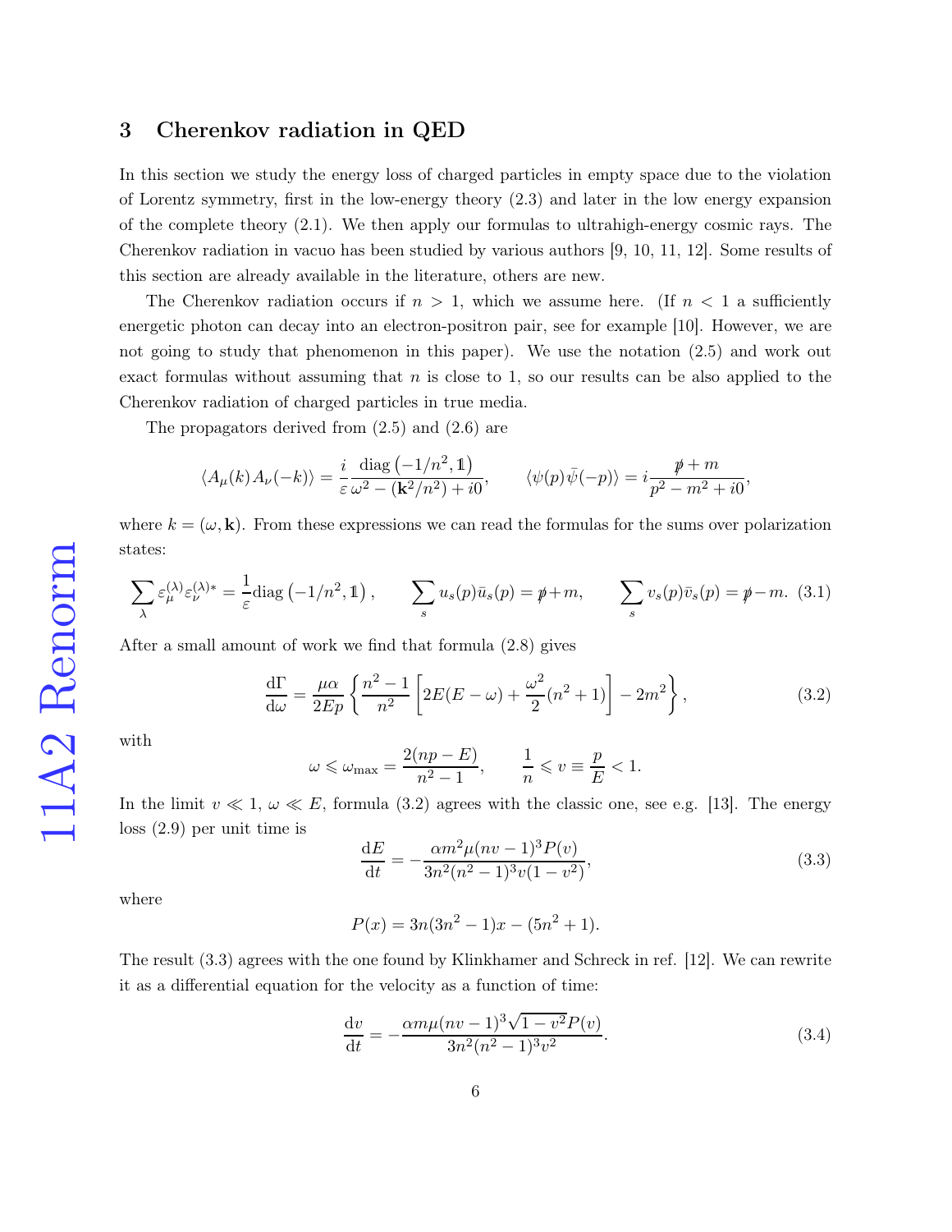## 3 Cherenkov radiation in QED

In this section we study the energy loss of charged particles in empty space due to the violation of Lorentz symmetry, first in the low-energy theory (2.3) and later in the low energy expansion of the complete theory (2.1). We then apply our formulas to ultrahigh-energy cosmic rays. The Cherenkov radiation in vacuo has been studied by various authors [9, 10, 11, 12]. Some results of this section are already available in the literature, others are new.

The Cherenkov radiation occurs if $n > 1$, which we assume here. (If $n < 1$ a sufficiently energetic photon can decay into an electron-positron pair, see for example [10]. However, we are not going to study that phenomenon in this paper). We use the notation (2.5) and work out exact formulas without assuming that $n$ is close to 1, so our results can be also applied to the Cherenkov radiation of charged particles in true media.

The propagators derived from (2.5) and (2.6) are

$$\langle A_\mu(k)A_\nu(-k)\rangle = \frac{i}{\varepsilon}\frac{\mathrm{diag}\left(-1/n^2, \mathbb{1}\right)}{\omega^2 - (\mathbf{k}^2/n^2) + i0}, \qquad \langle\psi(p)\bar{\psi}(-p)\rangle = i\frac{\not{p}+m}{p^2 - m^2 + i0},$$

where $k = (\omega, \mathbf{k})$. From these expressions we can read the formulas for the sums over polarization states:

$$\sum_\lambda \varepsilon_\mu^{(\lambda)}\varepsilon_\nu^{(\lambda)*} = \frac{1}{\varepsilon}\mathrm{diag}\left(-1/n^2, \mathbb{1}\right), \qquad \sum_s u_s(p)\bar{u}_s(p) = \not{p}+m, \qquad \sum_s v_s(p)\bar{v}_s(p) = \not{p}-m. \tag{3.1}$$

After a small amount of work we find that formula (2.8) gives

$$\frac{\mathrm{d}\Gamma}{\mathrm{d}\omega} = \frac{\mu\alpha}{2Ep}\left\{\frac{n^2-1}{n^2}\left[2E(E-\omega) + \frac{\omega^2}{2}(n^2+1)\right] - 2m^2\right\}, \tag{3.2}$$

with

$$\omega \leqslant \omega_{\max} = \frac{2(np-E)}{n^2-1}, \qquad \frac{1}{n} \leqslant v \equiv \frac{p}{E} < 1.$$

In the limit $v \ll 1$, $\omega \ll E$, formula (3.2) agrees with the classic one, see e.g. [13]. The energy loss (2.9) per unit time is

$$\frac{\mathrm{d}E}{\mathrm{d}t} = -\frac{\alpha m^2\mu(nv-1)^3P(v)}{3n^2(n^2-1)^3v(1-v^2)}, \tag{3.3}$$

where

$$P(x) = 3n(3n^2-1)x - (5n^2+1).$$

The result (3.3) agrees with the one found by Klinkhamer and Schreck in ref. [12]. We can rewrite it as a differential equation for the velocity as a function of time:

$$\frac{\mathrm{d}v}{\mathrm{d}t} = -\frac{\alpha m\mu(nv-1)^3\sqrt{1-v^2}P(v)}{3n^2(n^2-1)^3v^2}. \tag{3.4}$$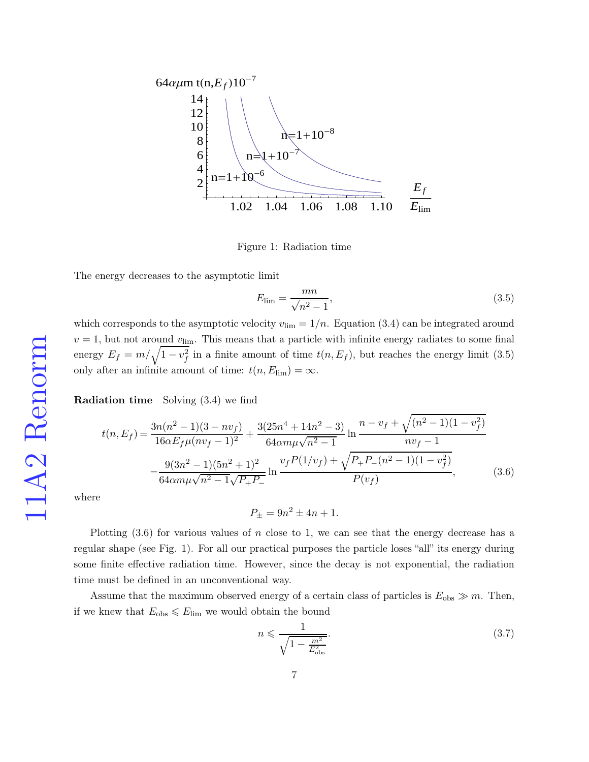Figure 1: Radiation time

The energy decreases to the asymptotic limit

$$E_{\text{lim}} = \frac{mn}{\sqrt{n^2-1}}, \tag{3.5}$$

which corresponds to the asymptotic velocity $v_{\text{lim}} = 1/n$. Equation (3.4) can be integrated around $v = 1$, but not around $v_{\text{lim}}$. This means that a particle with infinite energy radiates to some final energy $E_f = m/\sqrt{1-v_f^2}$ in a finite amount of time $t(n, E_f)$, but reaches the energy limit (3.5) only after an infinite amount of time: $t(n, E_{\text{lim}}) = \infty$.

**Radiation time** Solving (3.4) we find

$$\begin{aligned} t(n,E_f) = & \frac{3n(n^2-1)(3-nv_f)}{16\alpha E_f \mu (nv_f-1)^2} + \frac{3(25n^4+14n^2-3)}{64\alpha m\mu\sqrt{n^2-1}} \ln \frac{n-v_f+\sqrt{(n^2-1)(1-v_f^2)}}{nv_f-1} \\ & -\frac{9(3n^2-1)(5n^2+1)^2}{64\alpha m\mu\sqrt{n^2-1}\sqrt{P_+P_-}} \ln \frac{v_f P(1/v_f)+\sqrt{P_+P_-(n^2-1)(1-v_f^2)}}{P(v_f)}, \end{aligned} \tag{3.6}$$

where

$$P_\pm = 9n^2 \pm 4n + 1.$$

Plotting (3.6) for various values of $n$ close to 1, we can see that the energy decrease has a regular shape (see Fig. 1). For all our practical purposes the particle loses "all" its energy during some finite effective radiation time. However, since the decay is not exponential, the radiation time must be defined in an unconventional way.

Assume that the maximum observed energy of a certain class of particles is $E_{\text{obs}} \gg m$. Then, if we knew that $E_{\text{obs}} \leqslant E_{\text{lim}}$ we would obtain the bound

$$n \leqslant \frac{1}{\sqrt{1-\frac{m^2}{E_{\text{obs}}^2}}}. \tag{3.7}$$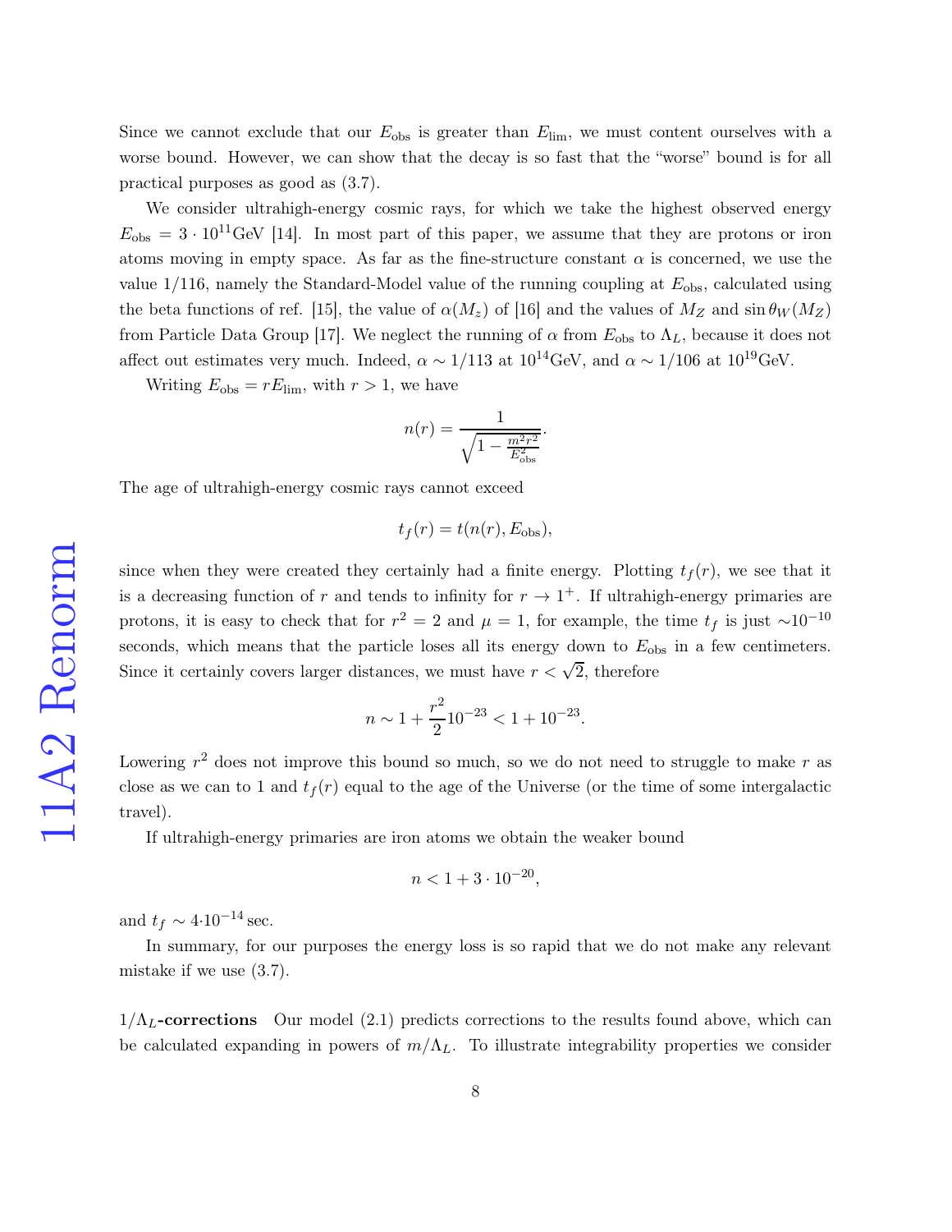Since we cannot exclude that our $E_{\text{obs}}$ is greater than $E_{\text{lim}}$, we must content ourselves with a worse bound. However, we can show that the decay is so fast that the "worse" bound is for all practical purposes as good as (3.7).

We consider ultrahigh-energy cosmic rays, for which we take the highest observed energy $E_{\text{obs}} = 3 \cdot 10^{11}\text{GeV}$ [14]. In most part of this paper, we assume that they are protons or iron atoms moving in empty space. As far as the fine-structure constant $\alpha$ is concerned, we use the value 1/116, namely the Standard-Model value of the running coupling at $E_{\text{obs}}$, calculated using the beta functions of ref. [15], the value of $\alpha(M_z)$ of [16] and the values of $M_Z$ and $\sin\theta_W(M_Z)$ from Particle Data Group [17]. We neglect the running of $\alpha$ from $E_{\text{obs}}$ to $\Lambda_L$, because it does not affect out estimates very much. Indeed, $\alpha \sim 1/113$ at $10^{14}$GeV, and $\alpha \sim 1/106$ at $10^{19}$GeV.

Writing $E_{\text{obs}} = rE_{\text{lim}}$, with $r > 1$, we have

$$n(r) = \frac{1}{\sqrt{1 - \frac{m^2 r^2}{E_{\text{obs}}^2}}}.$$

The age of ultrahigh-energy cosmic rays cannot exceed

$$t_f(r) = t(n(r), E_{\text{obs}}),$$

since when they were created they certainly had a finite energy. Plotting $t_f(r)$, we see that it is a decreasing function of $r$ and tends to infinity for $r \to 1^+$. If ultrahigh-energy primaries are protons, it is easy to check that for $r^2 = 2$ and $\mu = 1$, for example, the time $t_f$ is just $\sim 10^{-10}$ seconds, which means that the particle loses all its energy down to $E_{\text{obs}}$ in a few centimeters. Since it certainly covers larger distances, we must have $r < \sqrt{2}$, therefore

$$n \sim 1 + \frac{r^2}{2} 10^{-23} < 1 + 10^{-23}.$$

Lowering $r^2$ does not improve this bound so much, so we do not need to struggle to make $r$ as close as we can to 1 and $t_f(r)$ equal to the age of the Universe (or the time of some intergalactic travel).

If ultrahigh-energy primaries are iron atoms we obtain the weaker bound

$$n < 1 + 3 \cdot 10^{-20},$$

and $t_f \sim 4 \cdot 10^{-14}$ sec.

In summary, for our purposes the energy loss is so rapid that we do not make any relevant mistake if we use (3.7).

**$1/\Lambda_L$-corrections** Our model (2.1) predicts corrections to the results found above, which can be calculated expanding in powers of $m/\Lambda_L$. To illustrate integrability properties we consider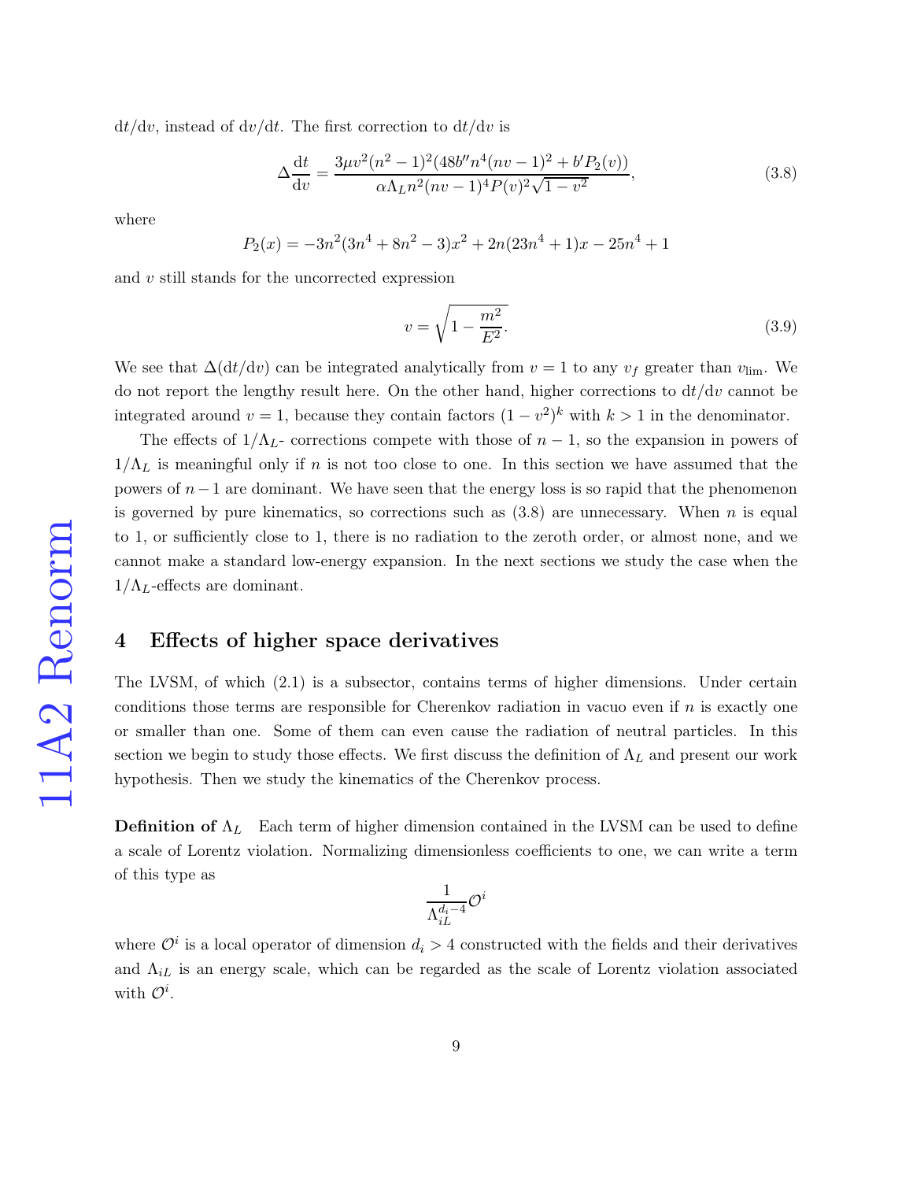$\mathrm{d}t/\mathrm{d}v$, instead of $\mathrm{d}v/\mathrm{d}t$. The first correction to $\mathrm{d}t/\mathrm{d}v$ is

$$\Delta\frac{\mathrm{d}t}{\mathrm{d}v}=\frac{3\mu v^2(n^2-1)^2(48b''n^4(nv-1)^2+b'P_2(v))}{\alpha\Lambda_L n^2(nv-1)^4P(v)^2\sqrt{1-v^2}},\tag{3.8}$$

where

$$P_2(x)=-3n^2(3n^4+8n^2-3)x^2+2n(23n^4+1)x-25n^4+1$$

and $v$ still stands for the uncorrected expression

$$v=\sqrt{1-\frac{m^2}{E^2}}.\tag{3.9}$$

We see that $\Delta(\mathrm{d}t/\mathrm{d}v)$ can be integrated analytically from $v=1$ to any $v_f$ greater than $v_{\mathrm{lim}}$. We do not report the lengthy result here. On the other hand, higher corrections to $\mathrm{d}t/\mathrm{d}v$ cannot be integrated around $v=1$, because they contain factors $(1-v^2)^k$ with $k>1$ in the denominator.

The effects of $1/\Lambda_L$- corrections compete with those of $n-1$, so the expansion in powers of $1/\Lambda_L$ is meaningful only if $n$ is not too close to one. In this section we have assumed that the powers of $n-1$ are dominant. We have seen that the energy loss is so rapid that the phenomenon is governed by pure kinematics, so corrections such as (3.8) are unnecessary. When $n$ is equal to 1, or sufficiently close to 1, there is no radiation to the zeroth order, or almost none, and we cannot make a standard low-energy expansion. In the next sections we study the case when the $1/\Lambda_L$-effects are dominant.

# 4 Effects of higher space derivatives

The LVSM, of which (2.1) is a subsector, contains terms of higher dimensions. Under certain conditions those terms are responsible for Cherenkov radiation in vacuo even if $n$ is exactly one or smaller than one. Some of them can even cause the radiation of neutral particles. In this section we begin to study those effects. We first discuss the definition of $\Lambda_L$ and present our work hypothesis. Then we study the kinematics of the Cherenkov process.

**Definition of $\Lambda_L$** Each term of higher dimension contained in the LVSM can be used to define a scale of Lorentz violation. Normalizing dimensionless coefficients to one, we can write a term of this type as

$$\frac{1}{\Lambda_{iL}^{d_i-4}}\mathcal{O}^i$$

where $\mathcal{O}^i$ is a local operator of dimension $d_i>4$ constructed with the fields and their derivatives and $\Lambda_{iL}$ is an energy scale, which can be regarded as the scale of Lorentz violation associated with $\mathcal{O}^i$.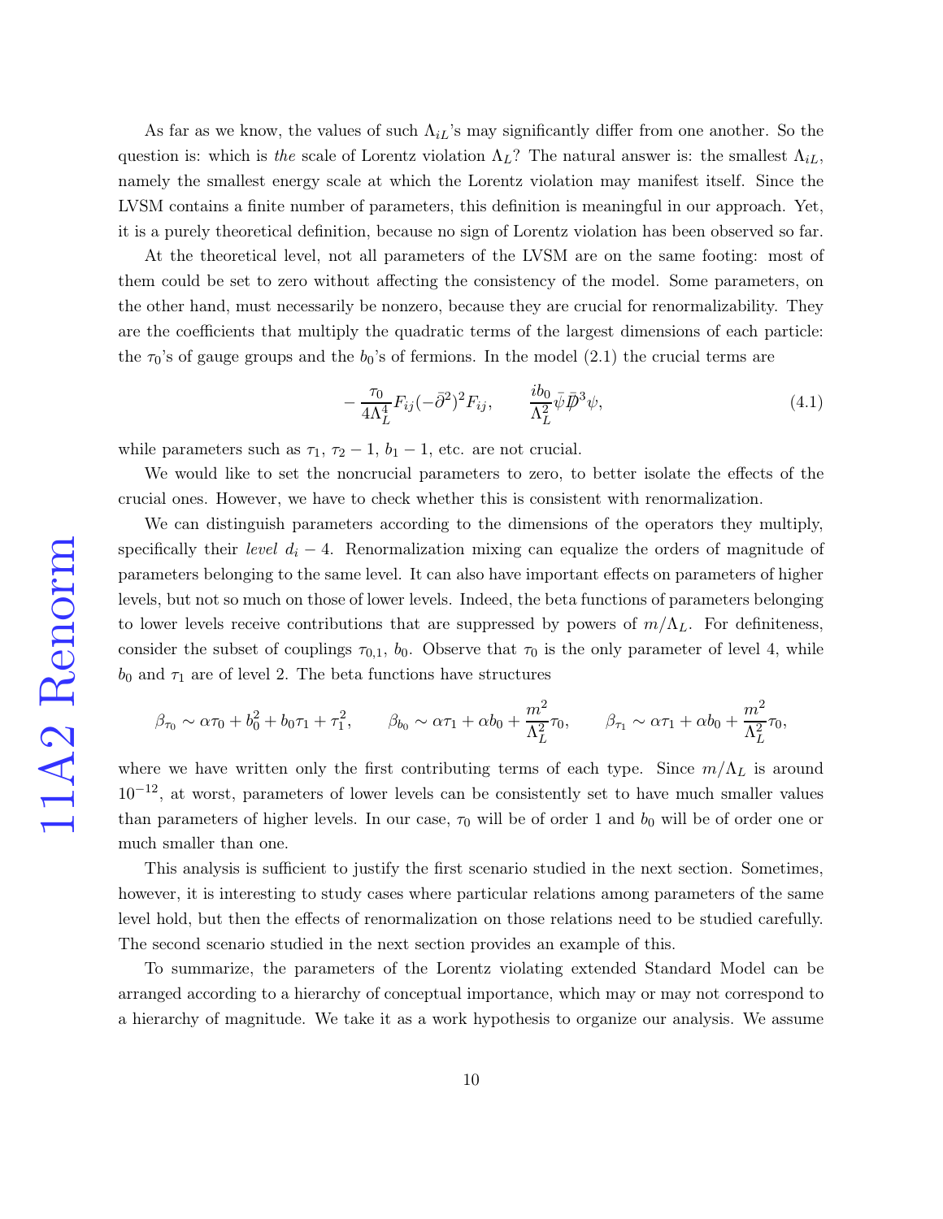As far as we know, the values of such $\Lambda_{iL}$'s may significantly differ from one another. So the question is: which is *the* scale of Lorentz violation $\Lambda_L$? The natural answer is: the smallest $\Lambda_{iL}$, namely the smallest energy scale at which the Lorentz violation may manifest itself. Since the LVSM contains a finite number of parameters, this definition is meaningful in our approach. Yet, it is a purely theoretical definition, because no sign of Lorentz violation has been observed so far.

At the theoretical level, not all parameters of the LVSM are on the same footing: most of them could be set to zero without affecting the consistency of the model. Some parameters, on the other hand, must necessarily be nonzero, because they are crucial for renormalizability. They are the coefficients that multiply the quadratic terms of the largest dimensions of each particle: the $\tau_0$'s of gauge groups and the $b_0$'s of fermions. In the model (2.1) the crucial terms are

$$-\frac{\tau_0}{4\Lambda_L^4}F_{ij}(-\bar{\partial}^2)^2F_{ij}, \qquad \frac{ib_0}{\Lambda_L^2}\bar{\psi}\bar{\not{D}}^3\psi, \tag{4.1}$$

while parameters such as $\tau_1$, $\tau_2 - 1$, $b_1 - 1$, etc. are not crucial.

We would like to set the noncrucial parameters to zero, to better isolate the effects of the crucial ones. However, we have to check whether this is consistent with renormalization.

We can distinguish parameters according to the dimensions of the operators they multiply, specifically their *level* $d_i - 4$. Renormalization mixing can equalize the orders of magnitude of parameters belonging to the same level. It can also have important effects on parameters of higher levels, but not so much on those of lower levels. Indeed, the beta functions of parameters belonging to lower levels receive contributions that are suppressed by powers of $m/\Lambda_L$. For definiteness, consider the subset of couplings $\tau_{0,1}$, $b_0$. Observe that $\tau_0$ is the only parameter of level 4, while $b_0$ and $\tau_1$ are of level 2. The beta functions have structures

$$\beta_{\tau_0} \sim \alpha\tau_0 + b_0^2 + b_0\tau_1 + \tau_1^2, \qquad \beta_{b_0} \sim \alpha\tau_1 + \alpha b_0 + \frac{m^2}{\Lambda_L^2}\tau_0, \qquad \beta_{\tau_1} \sim \alpha\tau_1 + \alpha b_0 + \frac{m^2}{\Lambda_L^2}\tau_0,$$

where we have written only the first contributing terms of each type. Since $m/\Lambda_L$ is around $10^{-12}$, at worst, parameters of lower levels can be consistently set to have much smaller values than parameters of higher levels. In our case, $\tau_0$ will be of order 1 and $b_0$ will be of order one or much smaller than one.

This analysis is sufficient to justify the first scenario studied in the next section. Sometimes, however, it is interesting to study cases where particular relations among parameters of the same level hold, but then the effects of renormalization on those relations need to be studied carefully. The second scenario studied in the next section provides an example of this.

To summarize, the parameters of the Lorentz violating extended Standard Model can be arranged according to a hierarchy of conceptual importance, which may or may not correspond to a hierarchy of magnitude. We take it as a work hypothesis to organize our analysis. We assume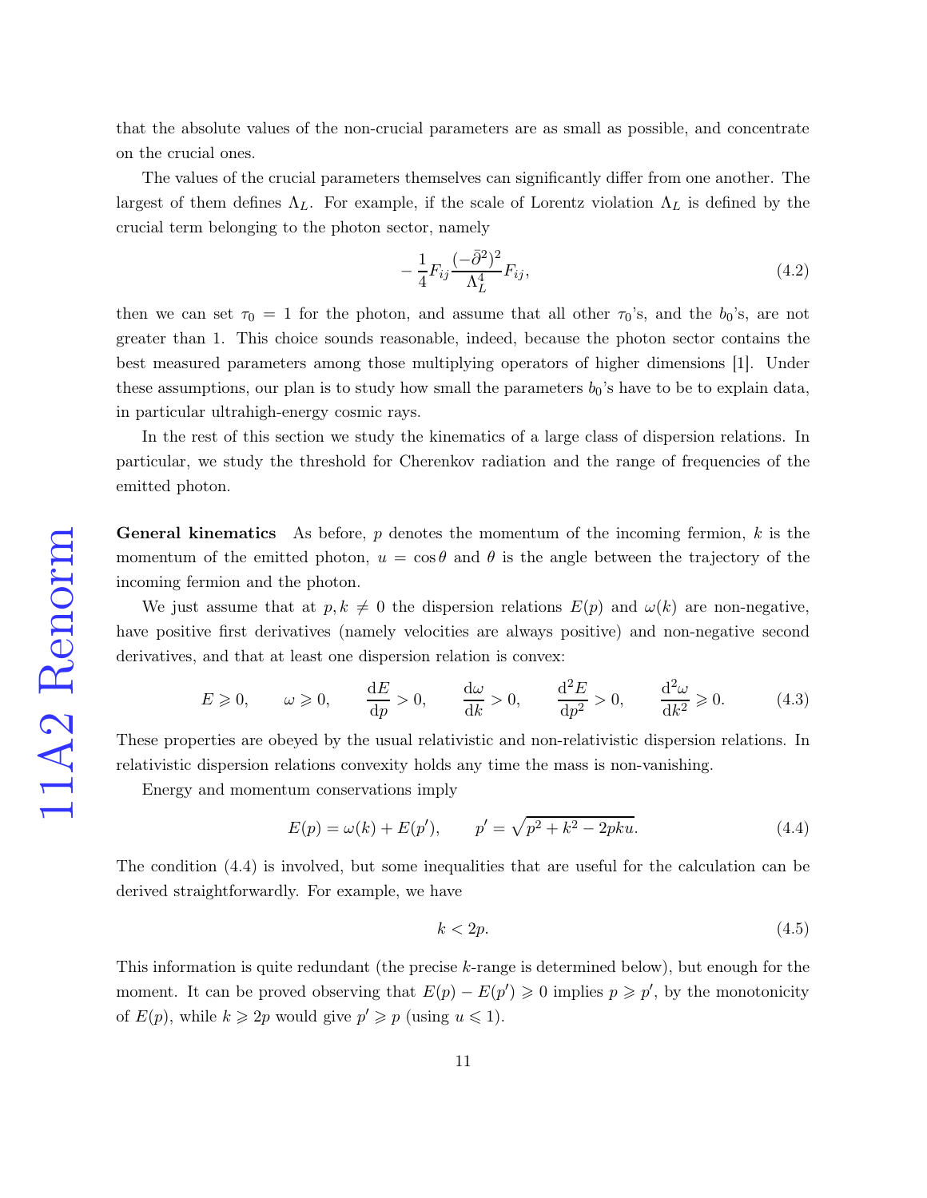that the absolute values of the non-crucial parameters are as small as possible, and concentrate on the crucial ones.

The values of the crucial parameters themselves can significantly differ from one another. The largest of them defines $\Lambda_L$. For example, if the scale of Lorentz violation $\Lambda_L$ is defined by the crucial term belonging to the photon sector, namely

$$-\frac{1}{4}F_{ij}\frac{(-\bar{\partial}^2)^2}{\Lambda_L^4}F_{ij}, \tag{4.2}$$

then we can set $\tau_0 = 1$ for the photon, and assume that all other $\tau_0$'s, and the $b_0$'s, are not greater than 1. This choice sounds reasonable, indeed, because the photon sector contains the best measured parameters among those multiplying operators of higher dimensions [1]. Under these assumptions, our plan is to study how small the parameters $b_0$'s have to be to explain data, in particular ultrahigh-energy cosmic rays.

In the rest of this section we study the kinematics of a large class of dispersion relations. In particular, we study the threshold for Cherenkov radiation and the range of frequencies of the emitted photon.

**General kinematics** As before, $p$ denotes the momentum of the incoming fermion, $k$ is the momentum of the emitted photon, $u = \cos\theta$ and $\theta$ is the angle between the trajectory of the incoming fermion and the photon.

We just assume that at $p, k \neq 0$ the dispersion relations $E(p)$ and $\omega(k)$ are non-negative, have positive first derivatives (namely velocities are always positive) and non-negative second derivatives, and that at least one dispersion relation is convex:

$$E \geqslant 0, \qquad \omega \geqslant 0, \qquad \frac{\mathrm{d}E}{\mathrm{d}p} > 0, \qquad \frac{\mathrm{d}\omega}{\mathrm{d}k} > 0, \qquad \frac{\mathrm{d}^2E}{\mathrm{d}p^2} > 0, \qquad \frac{\mathrm{d}^2\omega}{\mathrm{d}k^2} \geqslant 0. \tag{4.3}$$

These properties are obeyed by the usual relativistic and non-relativistic dispersion relations. In relativistic dispersion relations convexity holds any time the mass is non-vanishing.

Energy and momentum conservations imply

$$E(p) = \omega(k) + E(p'), \qquad p' = \sqrt{p^2 + k^2 - 2pku}. \tag{4.4}$$

The condition (4.4) is involved, but some inequalities that are useful for the calculation can be derived straightforwardly. For example, we have

$$k < 2p. \tag{4.5}$$

This information is quite redundant (the precise $k$-range is determined below), but enough for the moment. It can be proved observing that $E(p) - E(p') \geqslant 0$ implies $p \geqslant p'$, by the monotonicity of $E(p)$, while $k \geqslant 2p$ would give $p' \geqslant p$ (using $u \leqslant 1$).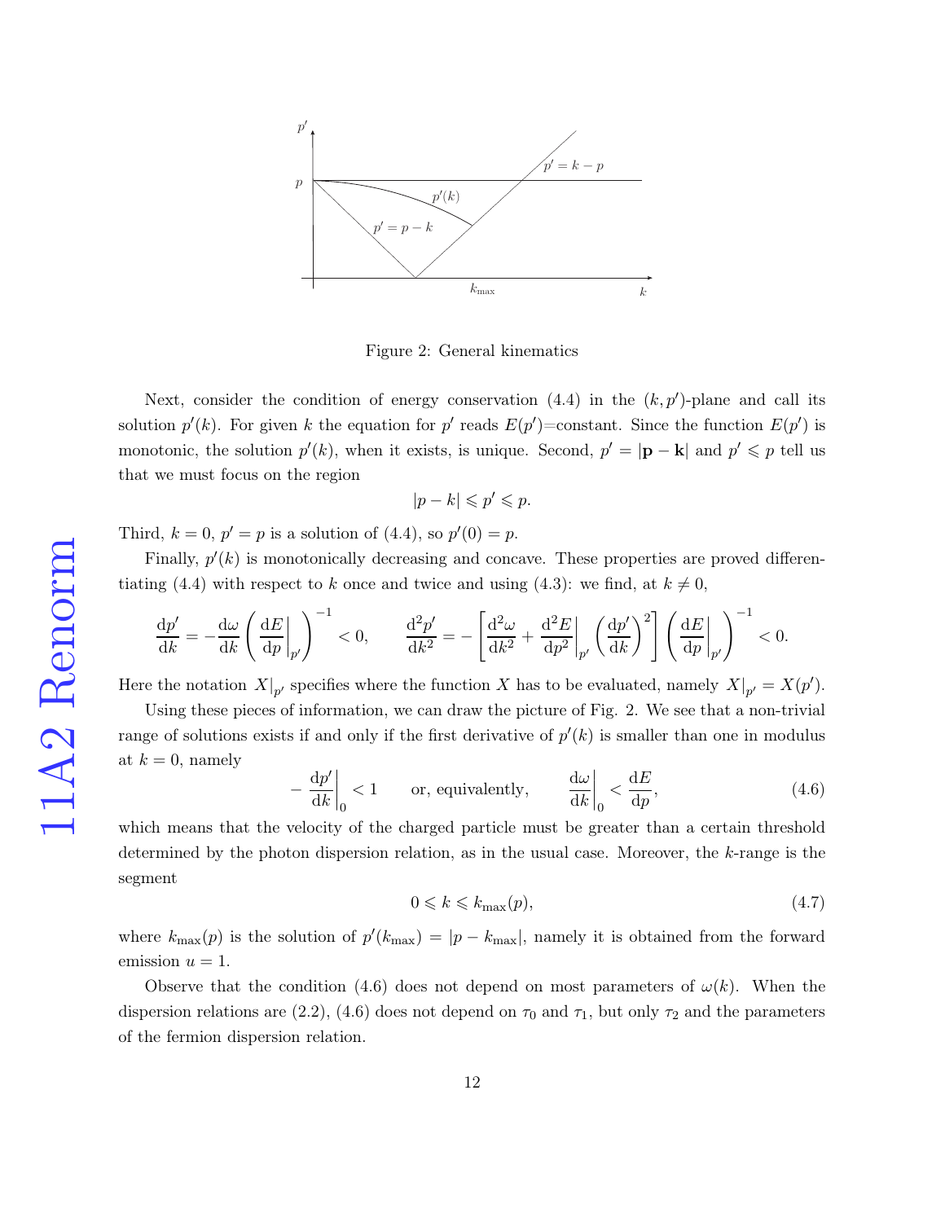Figure 2: General kinematics

Next, consider the condition of energy conservation (4.4) in the $(k, p')$-plane and call its solution $p'(k)$. For given $k$ the equation for $p'$ reads $E(p')$=constant. Since the function $E(p')$ is monotonic, the solution $p'(k)$, when it exists, is unique. Second, $p' = |\mathbf{p} - \mathbf{k}|$ and $p' \leqslant p$ tell us that we must focus on the region

$$|p - k| \leqslant p' \leqslant p.$$

Third, $k = 0$, $p' = p$ is a solution of (4.4), so $p'(0) = p$.

Finally, $p'(k)$ is monotonically decreasing and concave. These properties are proved differentiating (4.4) with respect to $k$ once and twice and using (4.3): we find, at $k \neq 0$,

$$\frac{\mathrm{d}p'}{\mathrm{d}k} = -\frac{\mathrm{d}\omega}{\mathrm{d}k}\left(\left.\frac{\mathrm{d}E}{\mathrm{d}p}\right|_{p'}\right)^{-1} < 0, \qquad \frac{\mathrm{d}^2p'}{\mathrm{d}k^2} = -\left[\frac{\mathrm{d}^2\omega}{\mathrm{d}k^2} + \left.\frac{\mathrm{d}^2E}{\mathrm{d}p^2}\right|_{p'}\left(\frac{\mathrm{d}p'}{\mathrm{d}k}\right)^2\right]\left(\left.\frac{\mathrm{d}E}{\mathrm{d}p}\right|_{p'}\right)^{-1} < 0.$$

Here the notation $X|_{p'}$ specifies where the function $X$ has to be evaluated, namely $X|_{p'} = X(p')$.

Using these pieces of information, we can draw the picture of Fig. 2. We see that a non-trivial range of solutions exists if and only if the first derivative of $p'(k)$ is smaller than one in modulus at $k = 0$, namely

$$-\left.\frac{\mathrm{d}p'}{\mathrm{d}k}\right|_0 < 1 \qquad \text{or, equivalently,} \qquad \left.\frac{\mathrm{d}\omega}{\mathrm{d}k}\right|_0 < \frac{\mathrm{d}E}{\mathrm{d}p}, \tag{4.6}$$

which means that the velocity of the charged particle must be greater than a certain threshold determined by the photon dispersion relation, as in the usual case. Moreover, the $k$-range is the segment

$$0 \leqslant k \leqslant k_{\max}(p), \tag{4.7}$$

where $k_{\max}(p)$ is the solution of $p'(k_{\max}) = |p - k_{\max}|$, namely it is obtained from the forward emission $u = 1$.

Observe that the condition (4.6) does not depend on most parameters of $\omega(k)$. When the dispersion relations are (2.2), (4.6) does not depend on $\tau_0$ and $\tau_1$, but only $\tau_2$ and the parameters of the fermion dispersion relation.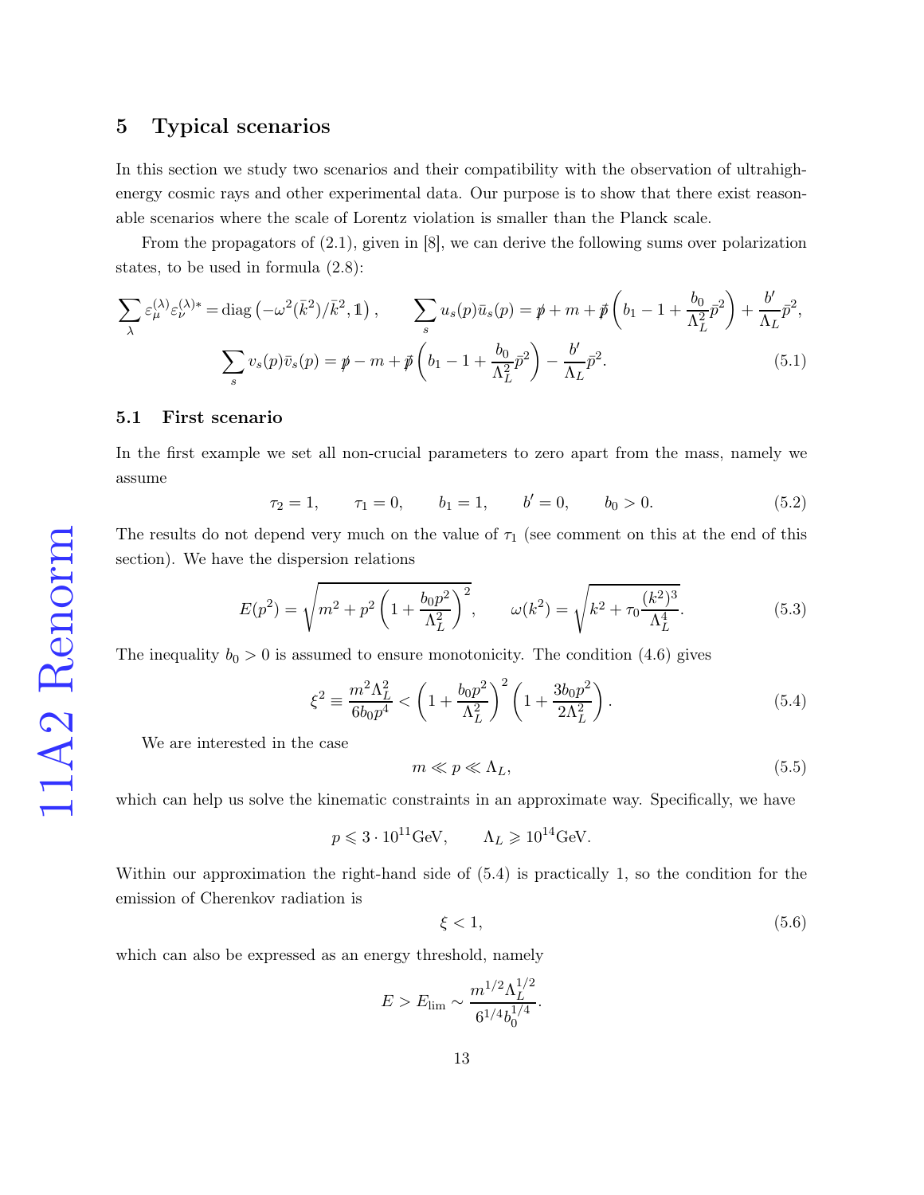## 5 Typical scenarios

In this section we study two scenarios and their compatibility with the observation of ultrahigh-energy cosmic rays and other experimental data. Our purpose is to show that there exist reasonable scenarios where the scale of Lorentz violation is smaller than the Planck scale.

From the propagators of (2.1), given in [8], we can derive the following sums over polarization states, to be used in formula (2.8):

$$\sum_\lambda \varepsilon_\mu^{(\lambda)}\varepsilon_\nu^{(\lambda)*} = \mathrm{diag}\left(-\omega^2(\bar{k}^2)/\bar{k}^2, \mathbb{1}\right), \qquad \sum_s u_s(p)\bar{u}_s(p) = \not{p} + m + \not{\bar{p}}\left(b_1 - 1 + \frac{b_0}{\Lambda_L^2}\bar{p}^2\right) + \frac{b'}{\Lambda_L}\bar{p}^2,$$

$$\sum_s v_s(p)\bar{v}_s(p) = \not{p} - m + \not{\bar{p}}\left(b_1 - 1 + \frac{b_0}{\Lambda_L^2}\bar{p}^2\right) - \frac{b'}{\Lambda_L}\bar{p}^2. \tag{5.1}$$

### 5.1 First scenario

In the first example we set all non-crucial parameters to zero apart from the mass, namely we assume

$$\tau_2 = 1, \qquad \tau_1 = 0, \qquad b_1 = 1, \qquad b' = 0, \qquad b_0 > 0. \tag{5.2}$$

The results do not depend very much on the value of $\tau_1$ (see comment on this at the end of this section). We have the dispersion relations

$$E(p^2) = \sqrt{m^2 + p^2\left(1 + \frac{b_0 p^2}{\Lambda_L^2}\right)^2}, \qquad \omega(k^2) = \sqrt{k^2 + \tau_0\frac{(k^2)^3}{\Lambda_L^4}}. \tag{5.3}$$

The inequality $b_0 > 0$ is assumed to ensure monotonicity. The condition (4.6) gives

$$\xi^2 \equiv \frac{m^2\Lambda_L^2}{6b_0 p^4} < \left(1 + \frac{b_0 p^2}{\Lambda_L^2}\right)^2\left(1 + \frac{3b_0 p^2}{2\Lambda_L^2}\right). \tag{5.4}$$

We are interested in the case

$$m \ll p \ll \Lambda_L, \tag{5.5}$$

which can help us solve the kinematic constraints in an approximate way. Specifically, we have

$$p \leqslant 3 \cdot 10^{11}\mathrm{GeV}, \qquad \Lambda_L \geqslant 10^{14}\mathrm{GeV}.$$

Within our approximation the right-hand side of (5.4) is practically 1, so the condition for the emission of Cherenkov radiation is

$$\xi < 1, \tag{5.6}$$

which can also be expressed as an energy threshold, namely

$$E > E_{\mathrm{lim}} \sim \frac{m^{1/2}\Lambda_L^{1/2}}{6^{1/4}b_0^{1/4}}.$$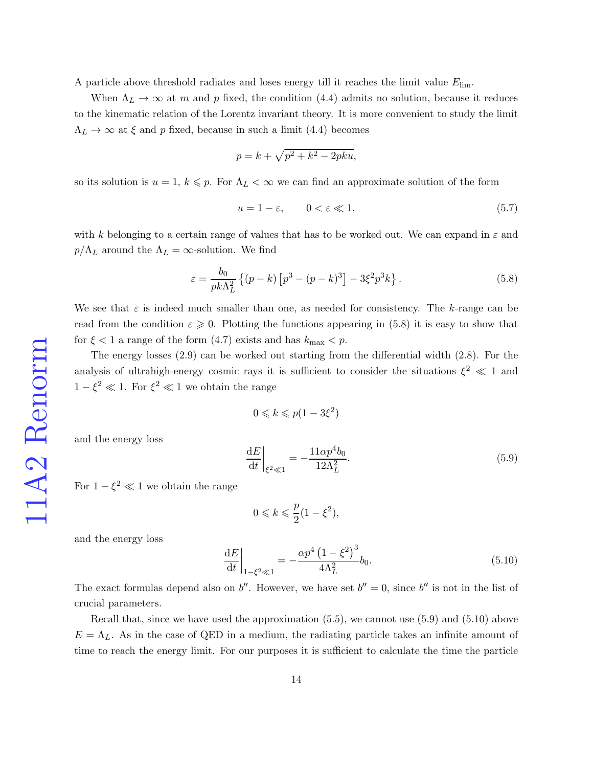A particle above threshold radiates and loses energy till it reaches the limit value $E_{\text{lim}}$.

When $\Lambda_L \to \infty$ at $m$ and $p$ fixed, the condition (4.4) admits no solution, because it reduces to the kinematic relation of the Lorentz invariant theory. It is more convenient to study the limit $\Lambda_L \to \infty$ at $\xi$ and $p$ fixed, because in such a limit (4.4) becomes

$$p = k + \sqrt{p^2 + k^2 - 2pku},$$

so its solution is $u = 1$, $k \leqslant p$. For $\Lambda_L < \infty$ we can find an approximate solution of the form

$$u = 1 - \varepsilon, \qquad 0 < \varepsilon \ll 1, \tag{5.7}$$

with $k$ belonging to a certain range of values that has to be worked out. We can expand in $\varepsilon$ and $p/\Lambda_L$ around the $\Lambda_L = \infty$-solution. We find

$$\varepsilon = \frac{b_0}{pk\Lambda_L^2} \left\{ (p-k) \left[ p^3 - (p-k)^3 \right] - 3\xi^2 p^3 k \right\}. \tag{5.8}$$

We see that $\varepsilon$ is indeed much smaller than one, as needed for consistency. The $k$-range can be read from the condition $\varepsilon \geqslant 0$. Plotting the functions appearing in (5.8) it is easy to show that for $\xi < 1$ a range of the form (4.7) exists and has $k_{\max} < p$.

The energy losses (2.9) can be worked out starting from the differential width (2.8). For the analysis of ultrahigh-energy cosmic rays it is sufficient to consider the situations $\xi^2 \ll 1$ and $1 - \xi^2 \ll 1$. For $\xi^2 \ll 1$ we obtain the range

$$0 \leqslant k \leqslant p(1 - 3\xi^2)$$

and the energy loss

$$\left. \frac{\mathrm{d}E}{\mathrm{d}t} \right|_{\xi^2 \ll 1} = -\frac{11\alpha p^4 b_0}{12\Lambda_L^2}. \tag{5.9}$$

For $1 - \xi^2 \ll 1$ we obtain the range

$$0 \leqslant k \leqslant \frac{p}{2}(1 - \xi^2),$$

and the energy loss

$$\left. \frac{\mathrm{d}E}{\mathrm{d}t} \right|_{1-\xi^2 \ll 1} = -\frac{\alpha p^4 \left(1 - \xi^2\right)^3}{4\Lambda_L^2} b_0. \tag{5.10}$$

The exact formulas depend also on $b''$. However, we have set $b'' = 0$, since $b''$ is not in the list of crucial parameters.

Recall that, since we have used the approximation (5.5), we cannot use (5.9) and (5.10) above $E = \Lambda_L$. As in the case of QED in a medium, the radiating particle takes an infinite amount of time to reach the energy limit. For our purposes it is sufficient to calculate the time the particle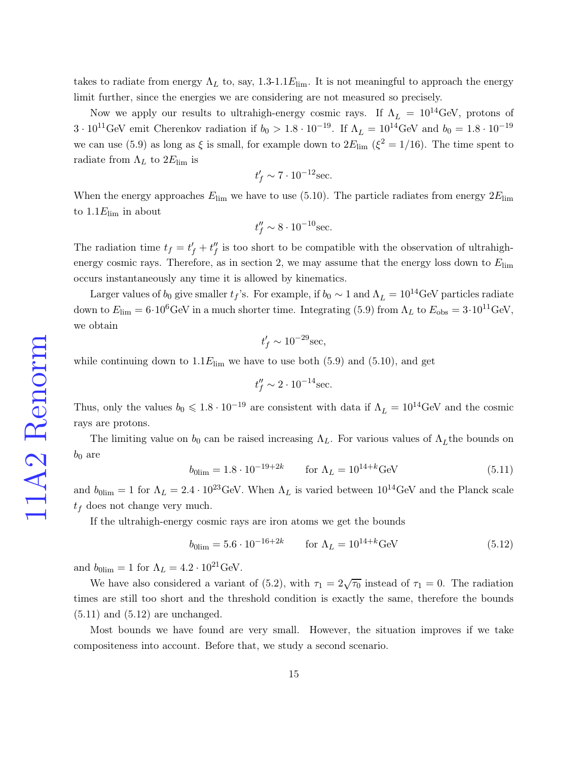takes to radiate from energy $\Lambda_L$ to, say, 1.3-1.1$E_{\rm lim}$. It is not meaningful to approach the energy limit further, since the energies we are considering are not measured so precisely.

Now we apply our results to ultrahigh-energy cosmic rays. If $\Lambda_L = 10^{14}$GeV, protons of $3 \cdot 10^{11}$GeV emit Cherenkov radiation if $b_0 > 1.8 \cdot 10^{-19}$. If $\Lambda_L = 10^{14}$GeV and $b_0 = 1.8 \cdot 10^{-19}$ we can use (5.9) as long as $\xi$ is small, for example down to $2E_{\rm lim}$ ($\xi^2 = 1/16$). The time spent to radiate from $\Lambda_L$ to $2E_{\rm lim}$ is

$$t_f' \sim 7 \cdot 10^{-12}\text{sec}.$$

When the energy approaches $E_{\rm lim}$ we have to use (5.10). The particle radiates from energy $2E_{\rm lim}$ to $1.1E_{\rm lim}$ in about

$$t_f'' \sim 8 \cdot 10^{-10}\text{sec}.$$

The radiation time $t_f = t_f' + t_f''$ is too short to be compatible with the observation of ultrahigh-energy cosmic rays. Therefore, as in section 2, we may assume that the energy loss down to $E_{\rm lim}$ occurs instantaneously any time it is allowed by kinematics.

Larger values of $b_0$ give smaller $t_f$'s. For example, if $b_0 \sim 1$ and $\Lambda_L = 10^{14}$GeV particles radiate down to $E_{\rm lim} = 6 \cdot 10^6$GeV in a much shorter time. Integrating (5.9) from $\Lambda_L$ to $E_{\rm obs} = 3 \cdot 10^{11}$GeV, we obtain

$$t_f' \sim 10^{-29}\text{sec},$$

while continuing down to $1.1E_{\rm lim}$ we have to use both (5.9) and (5.10), and get

$$t_f'' \sim 2 \cdot 10^{-14}\text{sec}.$$

Thus, only the values $b_0 \leqslant 1.8 \cdot 10^{-19}$ are consistent with data if $\Lambda_L = 10^{14}$GeV and the cosmic rays are protons.

The limiting value on $b_0$ can be raised increasing $\Lambda_L$. For various values of $\Lambda_L$ the bounds on $b_0$ are

$$b_{0\rm lim} = 1.8 \cdot 10^{-19+2k} \qquad \text{for } \Lambda_L = 10^{14+k}\text{GeV} \tag{5.11}$$

and $b_{0\rm lim} = 1$ for $\Lambda_L = 2.4 \cdot 10^{23}$GeV. When $\Lambda_L$ is varied between $10^{14}$GeV and the Planck scale $t_f$ does not change very much.

If the ultrahigh-energy cosmic rays are iron atoms we get the bounds

$$b_{0\rm lim} = 5.6 \cdot 10^{-16+2k} \qquad \text{for } \Lambda_L = 10^{14+k}\text{GeV} \tag{5.12}$$

and $b_{0\rm lim} = 1$ for $\Lambda_L = 4.2 \cdot 10^{21}$GeV.

We have also considered a variant of (5.2), with $\tau_1 = 2\sqrt{\tau_0}$ instead of $\tau_1 = 0$. The radiation times are still too short and the threshold condition is exactly the same, therefore the bounds (5.11) and (5.12) are unchanged.

Most bounds we have found are very small. However, the situation improves if we take compositeness into account. Before that, we study a second scenario.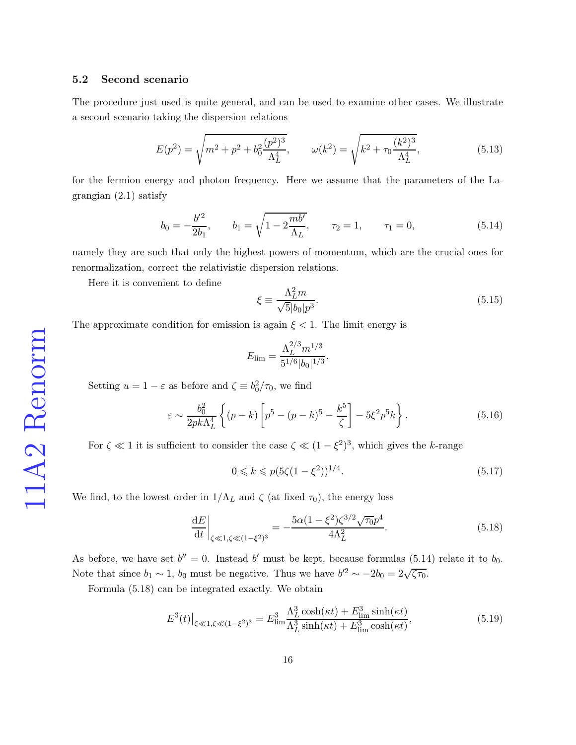### 5.2 Second scenario

The procedure just used is quite general, and can be used to examine other cases. We illustrate a second scenario taking the dispersion relations

$$E(p^2) = \sqrt{m^2 + p^2 + b_0^2 \frac{(p^2)^3}{\Lambda_L^4}}, \qquad \omega(k^2) = \sqrt{k^2 + \tau_0 \frac{(k^2)^3}{\Lambda_L^4}}, \tag{5.13}$$

for the fermion energy and photon frequency. Here we assume that the parameters of the Lagrangian (2.1) satisfy

$$b_0 = -\frac{b'^2}{2b_1}, \qquad b_1 = \sqrt{1 - 2\frac{mb'}{\Lambda_L}}, \qquad \tau_2 = 1, \qquad \tau_1 = 0, \tag{5.14}$$

namely they are such that only the highest powers of momentum, which are the crucial ones for renormalization, correct the relativistic dispersion relations.

Here it is convenient to define

$$\xi \equiv \frac{\Lambda_L^2 m}{\sqrt{5}|b_0|p^3}. \tag{5.15}$$

The approximate condition for emission is again $\xi < 1$. The limit energy is

$$E_{\text{lim}} = \frac{\Lambda_L^{2/3} m^{1/3}}{5^{1/6}|b_0|^{1/3}}.$$

Setting $u = 1 - \varepsilon$ as before and $\zeta \equiv b_0^2/\tau_0$, we find

$$\varepsilon \sim \frac{b_0^2}{2pk\Lambda_L^4}\left\{(p-k)\left[p^5 - (p-k)^5 - \frac{k^5}{\zeta}\right] - 5\xi^2 p^5 k\right\}. \tag{5.16}$$

For $\zeta \ll 1$ it is sufficient to consider the case $\zeta \ll (1-\xi^2)^3$, which gives the $k$-range

$$0 \leqslant k \leqslant p(5\zeta(1-\xi^2))^{1/4}. \tag{5.17}$$

We find, to the lowest order in $1/\Lambda_L$ and $\zeta$ (at fixed $\tau_0$), the energy loss

$$\left.\frac{\mathrm{d}E}{\mathrm{d}t}\right|_{\zeta \ll 1, \zeta \ll (1-\xi^2)^3} = -\frac{5\alpha(1-\xi^2)\zeta^{3/2}\sqrt{\tau_0}p^4}{4\Lambda_L^2}. \tag{5.18}$$

As before, we have set $b'' = 0$. Instead $b'$ must be kept, because formulas (5.14) relate it to $b_0$. Note that since $b_1 \sim 1$, $b_0$ must be negative. Thus we have $b'^2 \sim -2b_0 = 2\sqrt{\zeta\tau_0}$.

Formula (5.18) can be integrated exactly. We obtain

$$E^3(t)\big|_{\zeta \ll 1, \zeta \ll (1-\xi^2)^3} = E_{\text{lim}}^3 \frac{\Lambda_L^3 \cosh(\kappa t) + E_{\text{lim}}^3 \sinh(\kappa t)}{\Lambda_L^3 \sinh(\kappa t) + E_{\text{lim}}^3 \cosh(\kappa t)}, \tag{5.19}$$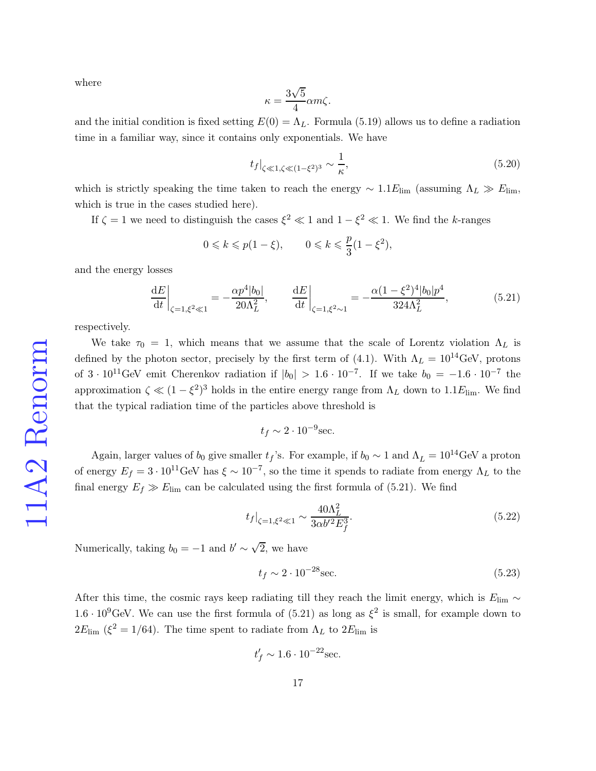where

$$\kappa = \frac{3\sqrt{5}}{4}\alpha m\zeta.$$

and the initial condition is fixed setting $E(0) = \Lambda_L$. Formula (5.19) allows us to define a radiation time in a familiar way, since it contains only exponentials. We have

$$t_f|_{\zeta\ll 1,\zeta\ll(1-\xi^2)^3} \sim \frac{1}{\kappa}, \tag{5.20}$$

which is strictly speaking the time taken to reach the energy $\sim 1.1E_{\rm lim}$ (assuming $\Lambda_L \gg E_{\rm lim}$, which is true in the cases studied here).

If $\zeta = 1$ we need to distinguish the cases $\xi^2 \ll 1$ and $1 - \xi^2 \ll 1$. We find the $k$-ranges

$$0 \leqslant k \leqslant p(1-\xi), \qquad 0 \leqslant k \leqslant \frac{p}{3}(1-\xi^2),$$

and the energy losses

$$\left.\frac{\mathrm{d}E}{\mathrm{d}t}\right|_{\zeta=1,\xi^2\ll 1} = -\frac{\alpha p^4 |b_0|}{20\Lambda_L^2}, \qquad \left.\frac{\mathrm{d}E}{\mathrm{d}t}\right|_{\zeta=1,\xi^2\sim 1} = -\frac{\alpha(1-\xi^2)^4 |b_0| p^4}{324\Lambda_L^2}, \tag{5.21}$$

respectively.

We take $\tau_0 = 1$, which means that we assume that the scale of Lorentz violation $\Lambda_L$ is defined by the photon sector, precisely by the first term of (4.1). With $\Lambda_L = 10^{14}$GeV, protons of $3\cdot 10^{11}$GeV emit Cherenkov radiation if $|b_0| > 1.6\cdot 10^{-7}$. If we take $b_0 = -1.6\cdot 10^{-7}$ the approximation $\zeta \ll (1-\xi^2)^3$ holds in the entire energy range from $\Lambda_L$ down to $1.1E_{\rm lim}$. We find that the typical radiation time of the particles above threshold is

$$t_f \sim 2\cdot 10^{-9}\text{sec}.$$

Again, larger values of $b_0$ give smaller $t_f$'s. For example, if $b_0 \sim 1$ and $\Lambda_L = 10^{14}$GeV a proton of energy $E_f = 3\cdot 10^{11}$GeV has $\xi \sim 10^{-7}$, so the time it spends to radiate from energy $\Lambda_L$ to the final energy $E_f \gg E_{\rm lim}$ can be calculated using the first formula of (5.21). We find

$$t_f|_{\zeta=1,\xi^2\ll 1} \sim \frac{40\Lambda_L^2}{3\alpha b'^2 E_f^3}. \tag{5.22}$$

Numerically, taking $b_0 = -1$ and $b' \sim \sqrt{2}$, we have

$$t_f \sim 2\cdot 10^{-28}\text{sec}. \tag{5.23}$$

After this time, the cosmic rays keep radiating till they reach the limit energy, which is $E_{\rm lim} \sim 1.6\cdot 10^9$GeV. We can use the first formula of (5.21) as long as $\xi^2$ is small, for example down to $2E_{\rm lim}$ ($\xi^2 = 1/64$). The time spent to radiate from $\Lambda_L$ to $2E_{\rm lim}$ is

$$t_f' \sim 1.6\cdot 10^{-22}\text{sec}.$$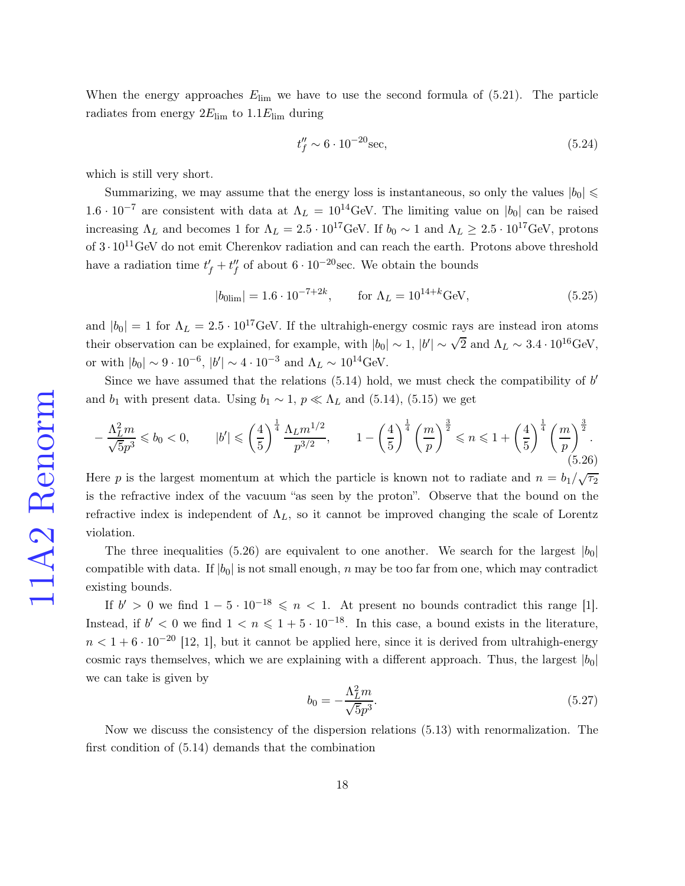When the energy approaches $E_{\rm lim}$ we have to use the second formula of (5.21). The particle radiates from energy $2E_{\rm lim}$ to $1.1E_{\rm lim}$ during

$$t_f'' \sim 6 \cdot 10^{-20}\text{sec}, \tag{5.24}$$

which is still very short.

Summarizing, we may assume that the energy loss is instantaneous, so only the values $|b_0| \leqslant 1.6 \cdot 10^{-7}$ are consistent with data at $\Lambda_L = 10^{14}$GeV. The limiting value on $|b_0|$ can be raised increasing $\Lambda_L$ and becomes 1 for $\Lambda_L = 2.5 \cdot 10^{17}$GeV. If $b_0 \sim 1$ and $\Lambda_L \geq 2.5 \cdot 10^{17}$GeV, protons of $3 \cdot 10^{11}$GeV do not emit Cherenkov radiation and can reach the earth. Protons above threshold have a radiation time $t_f' + t_f''$ of about $6 \cdot 10^{-20}$sec. We obtain the bounds

$$|b_{0\rm lim}| = 1.6 \cdot 10^{-7+2k}, \qquad \text{for } \Lambda_L = 10^{14+k}\text{GeV}, \tag{5.25}$$

and $|b_0| = 1$ for $\Lambda_L = 2.5 \cdot 10^{17}$GeV. If the ultrahigh-energy cosmic rays are instead iron atoms their observation can be explained, for example, with $|b_0| \sim 1$, $|b'| \sim \sqrt{2}$ and $\Lambda_L \sim 3.4 \cdot 10^{16}$GeV, or with $|b_0| \sim 9 \cdot 10^{-6}$, $|b'| \sim 4 \cdot 10^{-3}$ and $\Lambda_L \sim 10^{14}$GeV.

Since we have assumed that the relations (5.14) hold, we must check the compatibility of $b'$ and $b_1$ with present data. Using $b_1 \sim 1$, $p \ll \Lambda_L$ and (5.14), (5.15) we get

$$-\frac{\Lambda_L^2 m}{\sqrt{5}p^3} \leqslant b_0 < 0, \qquad |b'| \leqslant \left(\frac{4}{5}\right)^{\frac{1}{4}} \frac{\Lambda_L m^{1/2}}{p^{3/2}}, \qquad 1 - \left(\frac{4}{5}\right)^{\frac{1}{4}} \left(\frac{m}{p}\right)^{\frac{3}{2}} \leqslant n \leqslant 1 + \left(\frac{4}{5}\right)^{\frac{1}{4}} \left(\frac{m}{p}\right)^{\frac{3}{2}}. \tag{5.26}$$

Here $p$ is the largest momentum at which the particle is known not to radiate and $n = b_1/\sqrt{\tau_2}$ is the refractive index of the vacuum "as seen by the proton". Observe that the bound on the refractive index is independent of $\Lambda_L$, so it cannot be improved changing the scale of Lorentz violation.

The three inequalities (5.26) are equivalent to one another. We search for the largest $|b_0|$ compatible with data. If $|b_0|$ is not small enough, $n$ may be too far from one, which may contradict existing bounds.

If $b' > 0$ we find $1 - 5 \cdot 10^{-18} \leqslant n < 1$. At present no bounds contradict this range [1]. Instead, if $b' < 0$ we find $1 < n \leqslant 1 + 5 \cdot 10^{-18}$. In this case, a bound exists in the literature, $n < 1 + 6 \cdot 10^{-20}$ [12, 1], but it cannot be applied here, since it is derived from ultrahigh-energy cosmic rays themselves, which we are explaining with a different approach. Thus, the largest $|b_0|$ we can take is given by

$$b_0 = -\frac{\Lambda_L^2 m}{\sqrt{5}p^3}. \tag{5.27}$$

Now we discuss the consistency of the dispersion relations (5.13) with renormalization. The first condition of (5.14) demands that the combination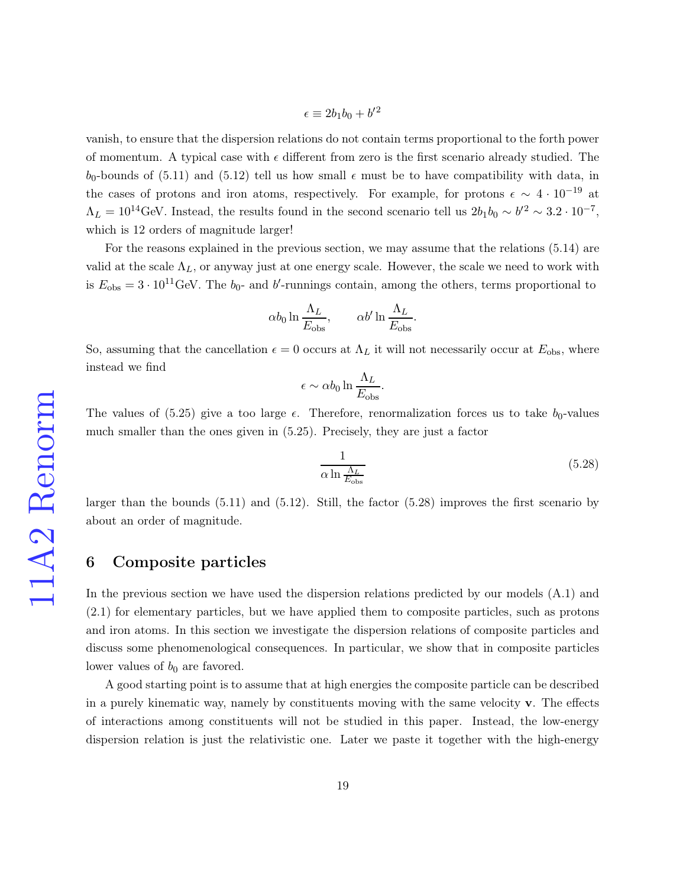$$\epsilon \equiv 2b_1 b_0 + b'^2$$

vanish, to ensure that the dispersion relations do not contain terms proportional to the forth power of momentum. A typical case with $\epsilon$ different from zero is the first scenario already studied. The $b_0$-bounds of (5.11) and (5.12) tell us how small $\epsilon$ must be to have compatibility with data, in the cases of protons and iron atoms, respectively. For example, for protons $\epsilon \sim 4 \cdot 10^{-19}$ at $\Lambda_L = 10^{14}$GeV. Instead, the results found in the second scenario tell us $2b_1 b_0 \sim b'^2 \sim 3.2 \cdot 10^{-7}$, which is 12 orders of magnitude larger!

For the reasons explained in the previous section, we may assume that the relations (5.14) are valid at the scale $\Lambda_L$, or anyway just at one energy scale. However, the scale we need to work with is $E_{\text{obs}} = 3 \cdot 10^{11}$GeV. The $b_0$- and $b'$-runnings contain, among the others, terms proportional to

$$\alpha b_0 \ln \frac{\Lambda_L}{E_{\text{obs}}}, \qquad \alpha b' \ln \frac{\Lambda_L}{E_{\text{obs}}}.$$

So, assuming that the cancellation $\epsilon = 0$ occurs at $\Lambda_L$ it will not necessarily occur at $E_{\text{obs}}$, where instead we find

$$\epsilon \sim \alpha b_0 \ln \frac{\Lambda_L}{E_{\text{obs}}}.$$

The values of (5.25) give a too large $\epsilon$. Therefore, renormalization forces us to take $b_0$-values much smaller than the ones given in (5.25). Precisely, they are just a factor

$$\frac{1}{\alpha \ln \frac{\Lambda_L}{E_{\text{obs}}}} \tag{5.28}$$

larger than the bounds (5.11) and (5.12). Still, the factor (5.28) improves the first scenario by about an order of magnitude.

## 6 Composite particles

In the previous section we have used the dispersion relations predicted by our models (A.1) and (2.1) for elementary particles, but we have applied them to composite particles, such as protons and iron atoms. In this section we investigate the dispersion relations of composite particles and discuss some phenomenological consequences. In particular, we show that in composite particles lower values of $b_0$ are favored.

A good starting point is to assume that at high energies the composite particle can be described in a purely kinematic way, namely by constituents moving with the same velocity $\mathbf{v}$. The effects of interactions among constituents will not be studied in this paper. Instead, the low-energy dispersion relation is just the relativistic one. Later we paste it together with the high-energy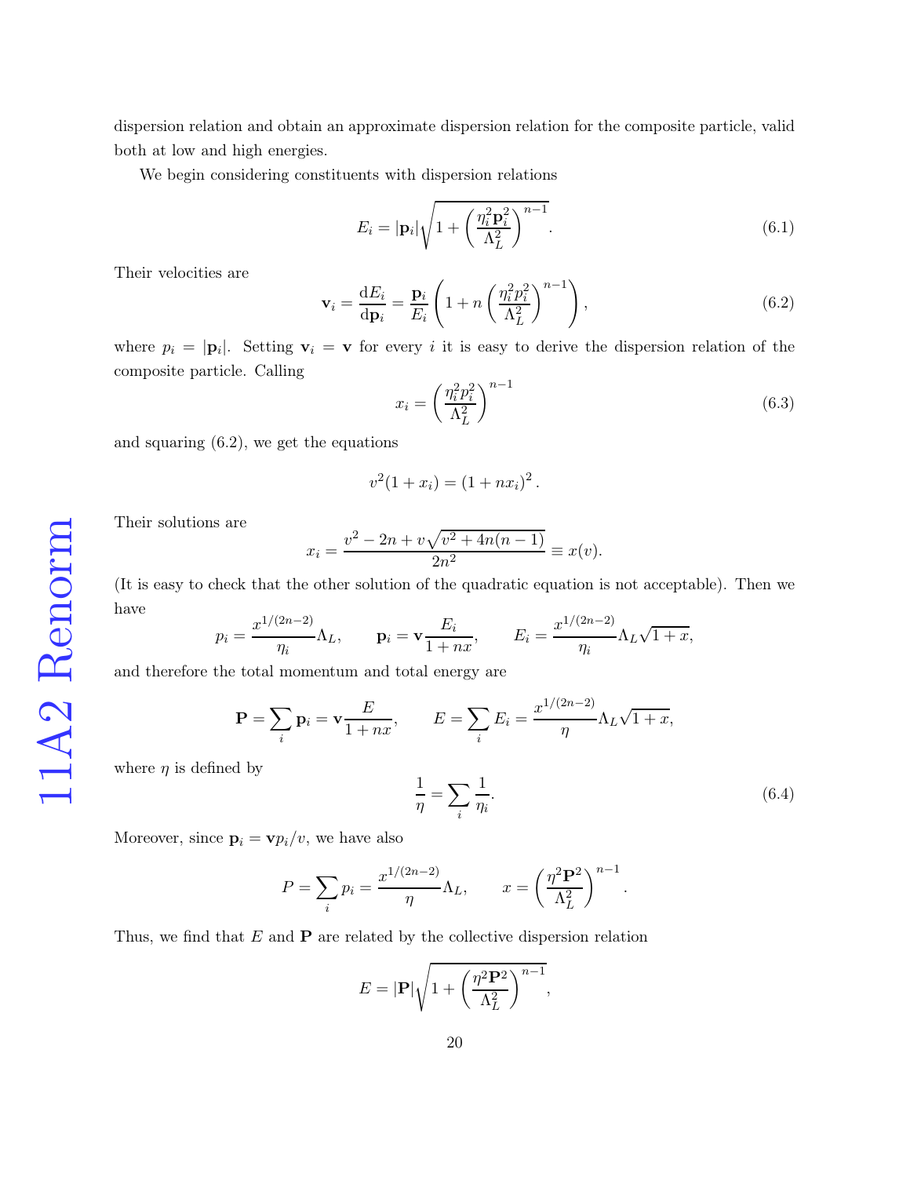dispersion relation and obtain an approximate dispersion relation for the composite particle, valid both at low and high energies.

We begin considering constituents with dispersion relations

$$E_i = |\mathbf{p}_i|\sqrt{1+\left(\frac{\eta_i^2\mathbf{p}_i^2}{\Lambda_L^2}\right)^{n-1}}. \tag{6.1}$$

Their velocities are

$$\mathbf{v}_i = \frac{\mathrm{d}E_i}{\mathrm{d}\mathbf{p}_i} = \frac{\mathbf{p}_i}{E_i}\left(1+n\left(\frac{\eta_i^2 p_i^2}{\Lambda_L^2}\right)^{n-1}\right), \tag{6.2}$$

where $p_i = |\mathbf{p}_i|$. Setting $\mathbf{v}_i = \mathbf{v}$ for every $i$ it is easy to derive the dispersion relation of the composite particle. Calling

$$x_i = \left(\frac{\eta_i^2 p_i^2}{\Lambda_L^2}\right)^{n-1} \tag{6.3}$$

and squaring (6.2), we get the equations

$$v^2(1+x_i) = (1+nx_i)^2.$$

Their solutions are

$$x_i = \frac{v^2 - 2n + v\sqrt{v^2+4n(n-1)}}{2n^2} \equiv x(v).$$

(It is easy to check that the other solution of the quadratic equation is not acceptable). Then we have

$$p_i = \frac{x^{1/(2n-2)}}{\eta_i}\Lambda_L, \qquad \mathbf{p}_i = \mathbf{v}\frac{E_i}{1+nx}, \qquad E_i = \frac{x^{1/(2n-2)}}{\eta_i}\Lambda_L\sqrt{1+x},$$

and therefore the total momentum and total energy are

$$\mathbf{P} = \sum_i \mathbf{p}_i = \mathbf{v}\frac{E}{1+nx}, \qquad E = \sum_i E_i = \frac{x^{1/(2n-2)}}{\eta}\Lambda_L\sqrt{1+x},$$

where $\eta$ is defined by

$$\frac{1}{\eta} = \sum_i \frac{1}{\eta_i}. \tag{6.4}$$

Moreover, since $\mathbf{p}_i = \mathbf{v}p_i/v$, we have also

$$P = \sum_i p_i = \frac{x^{1/(2n-2)}}{\eta}\Lambda_L, \qquad x = \left(\frac{\eta^2\mathbf{P}^2}{\Lambda_L^2}\right)^{n-1}.$$

Thus, we find that $E$ and $\mathbf{P}$ are related by the collective dispersion relation

$$E = |\mathbf{P}|\sqrt{1+\left(\frac{\eta^2\mathbf{P}^2}{\Lambda_L^2}\right)^{n-1}},$$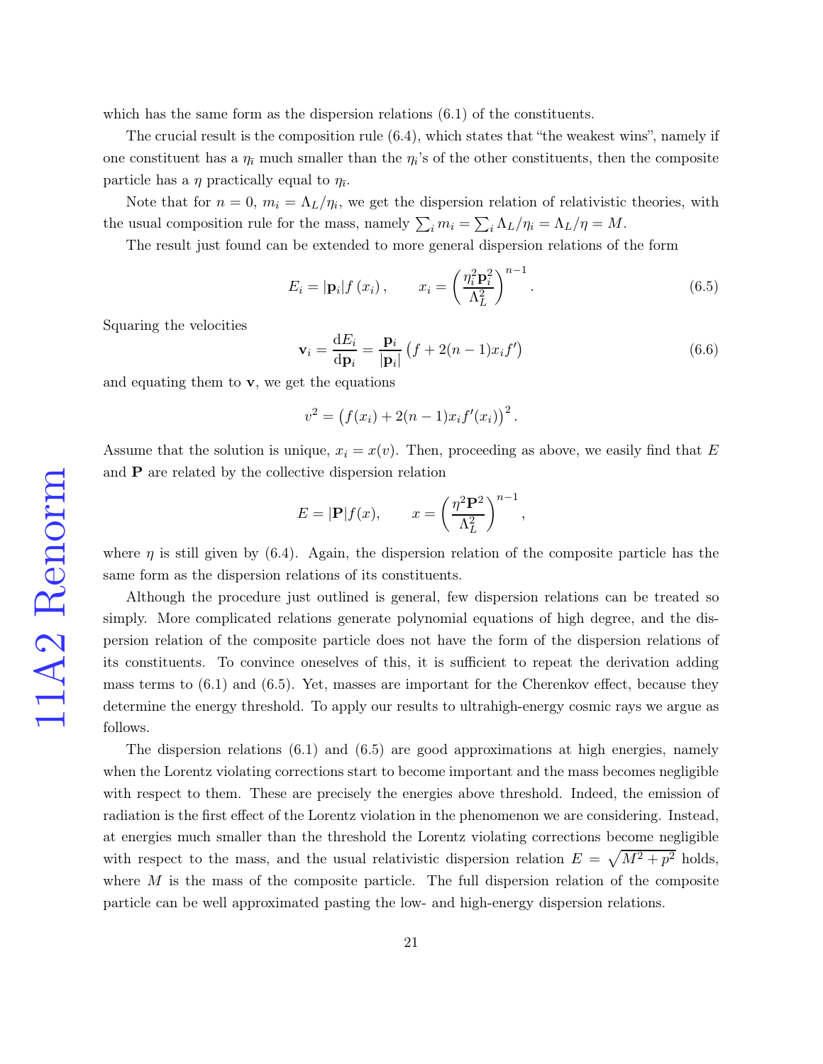which has the same form as the dispersion relations (6.1) of the constituents.

The crucial result is the composition rule (6.4), which states that "the weakest wins", namely if one constituent has a $\eta_{\bar{\imath}}$ much smaller than the $\eta_i$'s of the other constituents, then the composite particle has a $\eta$ practically equal to $\eta_{\bar{\imath}}$.

Note that for $n = 0$, $m_i = \Lambda_L/\eta_i$, we get the dispersion relation of relativistic theories, with the usual composition rule for the mass, namely $\sum_i m_i = \sum_i \Lambda_L/\eta_i = \Lambda_L/\eta = M$.

The result just found can be extended to more general dispersion relations of the form

$$E_i = |\mathbf{p}_i| f(x_i), \qquad x_i = \left(\frac{\eta_i^2 \mathbf{p}_i^2}{\Lambda_L^2}\right)^{n-1}. \tag{6.5}$$

Squaring the velocities

$$\mathbf{v}_i = \frac{\mathrm{d}E_i}{\mathrm{d}\mathbf{p}_i} = \frac{\mathbf{p}_i}{|\mathbf{p}_i|}\left(f + 2(n-1)x_i f'\right) \tag{6.6}$$

and equating them to $\mathbf{v}$, we get the equations

$$v^2 = \left(f(x_i) + 2(n-1)x_i f'(x_i)\right)^2.$$

Assume that the solution is unique, $x_i = x(v)$. Then, proceeding as above, we easily find that $E$ and $\mathbf{P}$ are related by the collective dispersion relation

$$E = |\mathbf{P}| f(x), \qquad x = \left(\frac{\eta^2 \mathbf{P}^2}{\Lambda_L^2}\right)^{n-1},$$

where $\eta$ is still given by (6.4). Again, the dispersion relation of the composite particle has the same form as the dispersion relations of its constituents.

Although the procedure just outlined is general, few dispersion relations can be treated so simply. More complicated relations generate polynomial equations of high degree, and the dispersion relation of the composite particle does not have the form of the dispersion relations of its constituents. To convince oneselves of this, it is sufficient to repeat the derivation adding mass terms to (6.1) and (6.5). Yet, masses are important for the Cherenkov effect, because they determine the energy threshold. To apply our results to ultrahigh-energy cosmic rays we argue as follows.

The dispersion relations (6.1) and (6.5) are good approximations at high energies, namely when the Lorentz violating corrections start to become important and the mass becomes negligible with respect to them. These are precisely the energies above threshold. Indeed, the emission of radiation is the first effect of the Lorentz violation in the phenomenon we are considering. Instead, at energies much smaller than the threshold the Lorentz violating corrections become negligible with respect to the mass, and the usual relativistic dispersion relation $E = \sqrt{M^2 + p^2}$ holds, where $M$ is the mass of the composite particle. The full dispersion relation of the composite particle can be well approximated pasting the low- and high-energy dispersion relations.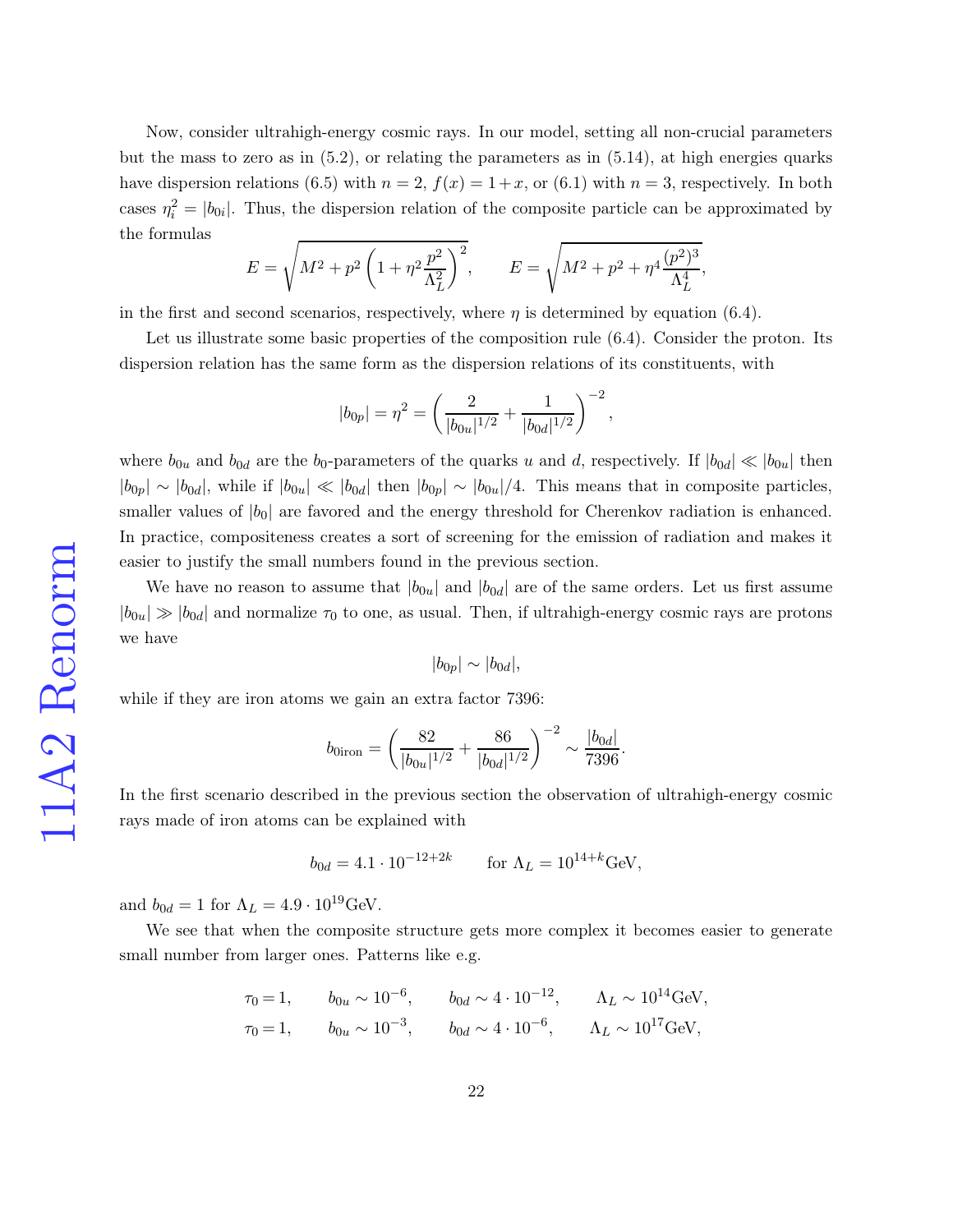Now, consider ultrahigh-energy cosmic rays. In our model, setting all non-crucial parameters but the mass to zero as in (5.2), or relating the parameters as in (5.14), at high energies quarks have dispersion relations (6.5) with $n = 2$, $f(x) = 1+x$, or (6.1) with $n = 3$, respectively. In both cases $\eta_i^2 = |b_{0i}|$. Thus, the dispersion relation of the composite particle can be approximated by the formulas

$$E = \sqrt{M^2 + p^2\left(1 + \eta^2 \frac{p^2}{\Lambda_L^2}\right)^2}, \qquad E = \sqrt{M^2 + p^2 + \eta^4 \frac{(p^2)^3}{\Lambda_L^4}},$$

in the first and second scenarios, respectively, where $\eta$ is determined by equation (6.4).

Let us illustrate some basic properties of the composition rule (6.4). Consider the proton. Its dispersion relation has the same form as the dispersion relations of its constituents, with

$$|b_{0p}| = \eta^2 = \left(\frac{2}{|b_{0u}|^{1/2}} + \frac{1}{|b_{0d}|^{1/2}}\right)^{-2},$$

where $b_{0u}$ and $b_{0d}$ are the $b_0$-parameters of the quarks $u$ and $d$, respectively. If $|b_{0d}| \ll |b_{0u}|$ then $|b_{0p}| \sim |b_{0d}|$, while if $|b_{0u}| \ll |b_{0d}|$ then $|b_{0p}| \sim |b_{0u}|/4$. This means that in composite particles, smaller values of $|b_0|$ are favored and the energy threshold for Cherenkov radiation is enhanced. In practice, compositeness creates a sort of screening for the emission of radiation and makes it easier to justify the small numbers found in the previous section.

We have no reason to assume that $|b_{0u}|$ and $|b_{0d}|$ are of the same orders. Let us first assume $|b_{0u}| \gg |b_{0d}|$ and normalize $\tau_0$ to one, as usual. Then, if ultrahigh-energy cosmic rays are protons we have

$$|b_{0p}| \sim |b_{0d}|,$$

while if they are iron atoms we gain an extra factor 7396:

$$b_{0\text{iron}} = \left(\frac{82}{|b_{0u}|^{1/2}} + \frac{86}{|b_{0d}|^{1/2}}\right)^{-2} \sim \frac{|b_{0d}|}{7396}.$$

In the first scenario described in the previous section the observation of ultrahigh-energy cosmic rays made of iron atoms can be explained with

$$b_{0d} = 4.1 \cdot 10^{-12+2k} \qquad \text{for } \Lambda_L = 10^{14+k}\text{GeV},$$

and $b_{0d} = 1$ for $\Lambda_L = 4.9 \cdot 10^{19}$GeV.

We see that when the composite structure gets more complex it becomes easier to generate small number from larger ones. Patterns like e.g.

$$\tau_0 = 1, \qquad b_{0u} \sim 10^{-6}, \qquad b_{0d} \sim 4 \cdot 10^{-12}, \qquad \Lambda_L \sim 10^{14}\text{GeV},$$
$$\tau_0 = 1, \qquad b_{0u} \sim 10^{-3}, \qquad b_{0d} \sim 4 \cdot 10^{-6}, \qquad \Lambda_L \sim 10^{17}\text{GeV},$$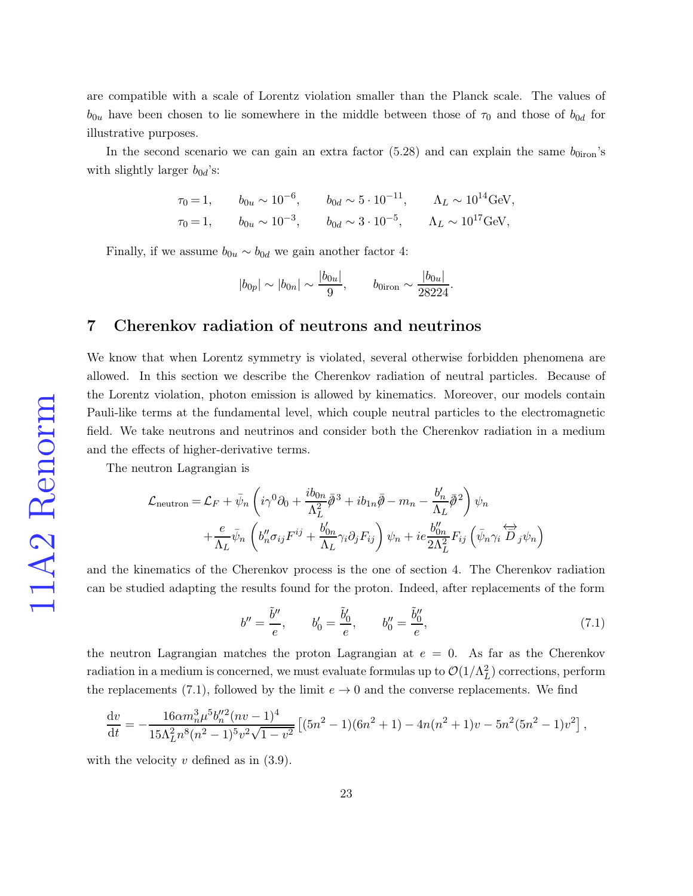are compatible with a scale of Lorentz violation smaller than the Planck scale. The values of $b_{0u}$ have been chosen to lie somewhere in the middle between those of $\tau_0$ and those of $b_{0d}$ for illustrative purposes.

In the second scenario we can gain an extra factor (5.28) and can explain the same $b_{0\text{iron}}$'s with slightly larger $b_{0d}$'s:

$$\tau_0 = 1, \qquad b_{0u} \sim 10^{-6}, \qquad b_{0d} \sim 5 \cdot 10^{-11}, \qquad \Lambda_L \sim 10^{14}\text{GeV},$$
$$\tau_0 = 1, \qquad b_{0u} \sim 10^{-3}, \qquad b_{0d} \sim 3 \cdot 10^{-5}, \qquad \Lambda_L \sim 10^{17}\text{GeV},$$

Finally, if we assume $b_{0u} \sim b_{0d}$ we gain another factor 4:

$$|b_{0p}| \sim |b_{0n}| \sim \frac{|b_{0u}|}{9}, \qquad b_{0\text{iron}} \sim \frac{|b_{0u}|}{28224}.$$

## 7 Cherenkov radiation of neutrons and neutrinos

We know that when Lorentz symmetry is violated, several otherwise forbidden phenomena are allowed. In this section we describe the Cherenkov radiation of neutral particles. Because of the Lorentz violation, photon emission is allowed by kinematics. Moreover, our models contain Pauli-like terms at the fundamental level, which couple neutral particles to the electromagnetic field. We take neutrons and neutrinos and consider both the Cherenkov radiation in a medium and the effects of higher-derivative terms.

The neutron Lagrangian is

$$\mathcal{L}_{\text{neutron}} = \mathcal{L}_F + \bar{\psi}_n \left( i\gamma^0\partial_0 + \frac{ib_{0n}}{\Lambda_L^2}\bar{\partial\!\!\!/}^3 + ib_{1n}\bar{\partial\!\!\!/} - m_n - \frac{b_n'}{\Lambda_L}\bar{\partial\!\!\!/}^2 \right)\psi_n$$
$$+\frac{e}{\Lambda_L}\bar{\psi}_n\left(b_n''\sigma_{ij}F^{ij} + \frac{b_{0n}'}{\Lambda_L}\gamma_i\partial_j F_{ij}\right)\psi_n + ie\frac{b_{0n}''}{2\Lambda_L^2}F_{ij}\left(\bar{\psi}_n\gamma_i \overleftrightarrow{D}_j\psi_n\right)$$

and the kinematics of the Cherenkov process is the one of section 4. The Cherenkov radiation can be studied adapting the results found for the proton. Indeed, after replacements of the form

$$b'' = \frac{\tilde{b}''}{e}, \qquad b_0' = \frac{\tilde{b}_0'}{e}, \qquad b_0'' = \frac{\tilde{b}_0''}{e}, \tag{7.1}$$

the neutron Lagrangian matches the proton Lagrangian at $e = 0$. As far as the Cherenkov radiation in a medium is concerned, we must evaluate formulas up to $\mathcal{O}(1/\Lambda_L^2)$ corrections, perform the replacements (7.1), followed by the limit $e \to 0$ and the converse replacements. We find

$$\frac{\mathrm{d}v}{\mathrm{d}t} = -\frac{16\alpha m_n^3\mu^5 b_n''^2(nv-1)^4}{15\Lambda_L^2 n^8(n^2-1)^5v^2\sqrt{1-v^2}}\left[(5n^2-1)(6n^2+1) - 4n(n^2+1)v - 5n^2(5n^2-1)v^2\right],$$

with the velocity $v$ defined as in (3.9).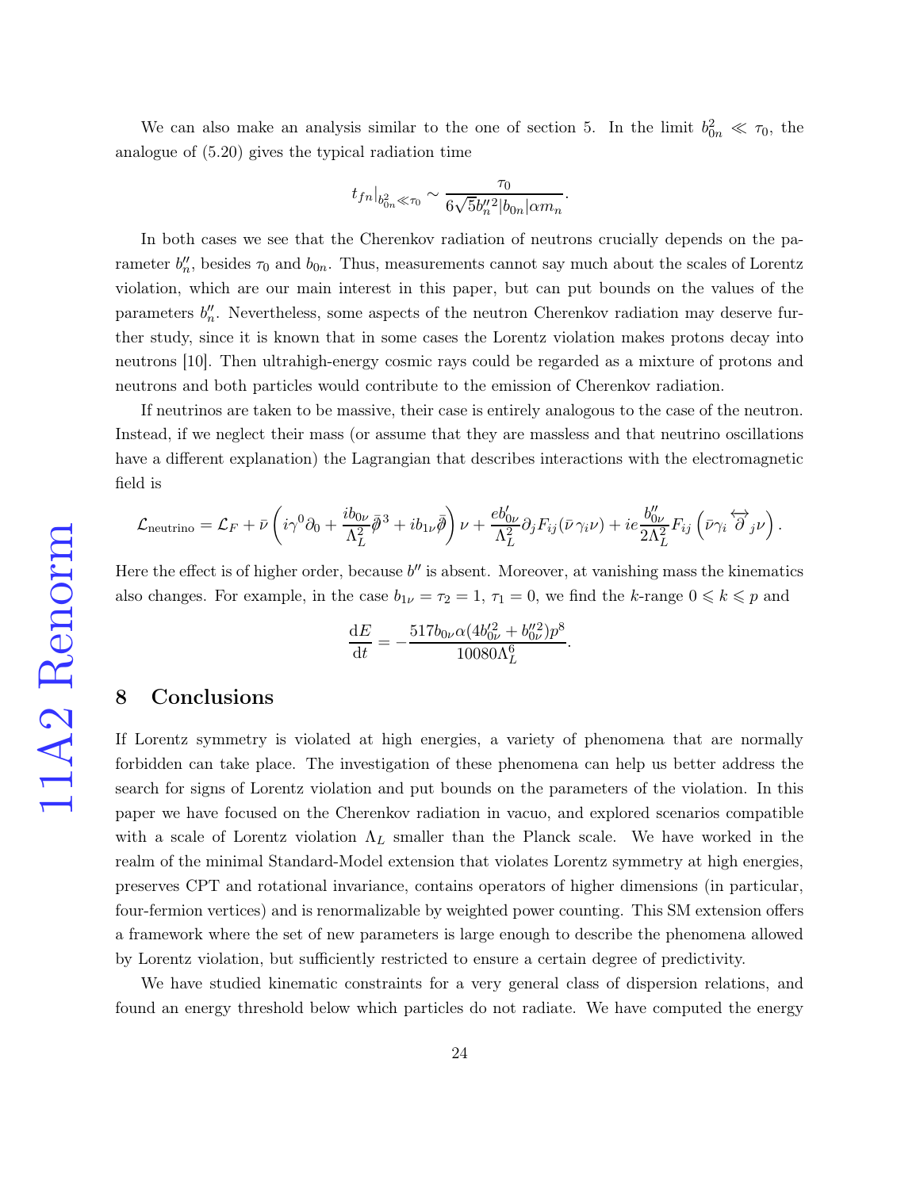We can also make an analysis similar to the one of section 5. In the limit $b_{0n}^2 \ll \tau_0$, the analogue of (5.20) gives the typical radiation time

$$t_{fn}|_{b_{0n}^2 \ll \tau_0} \sim \frac{\tau_0}{6\sqrt{5}b_n''^2|b_{0n}|\alpha m_n}.$$

In both cases we see that the Cherenkov radiation of neutrons crucially depends on the parameter $b_n''$, besides $\tau_0$ and $b_{0n}$. Thus, measurements cannot say much about the scales of Lorentz violation, which are our main interest in this paper, but can put bounds on the values of the parameters $b_n''$. Nevertheless, some aspects of the neutron Cherenkov radiation may deserve further study, since it is known that in some cases the Lorentz violation makes protons decay into neutrons [10]. Then ultrahigh-energy cosmic rays could be regarded as a mixture of protons and neutrons and both particles would contribute to the emission of Cherenkov radiation.

If neutrinos are taken to be massive, their case is entirely analogous to the case of the neutron. Instead, if we neglect their mass (or assume that they are massless and that neutrino oscillations have a different explanation) the Lagrangian that describes interactions with the electromagnetic field is

$$\mathcal{L}_{\text{neutrino}} = \mathcal{L}_F + \bar{\nu}\left(i\gamma^0\partial_0 + \frac{ib_{0\nu}}{\Lambda_L^2}\bar{\not{\partial}}^3 + ib_{1\nu}\bar{\not{\partial}}\right)\nu + \frac{eb_{0\nu}'}{\Lambda_L^2}\partial_j F_{ij}(\bar{\nu}\gamma_i\nu) + ie\frac{b_{0\nu}''}{2\Lambda_L^2}F_{ij}\left(\bar{\nu}\gamma_i \overleftrightarrow{\partial}_j \nu\right).$$

Here the effect is of higher order, because $b''$ is absent. Moreover, at vanishing mass the kinematics also changes. For example, in the case $b_{1\nu} = \tau_2 = 1$, $\tau_1 = 0$, we find the $k$-range $0 \leqslant k \leqslant p$ and

$$\frac{\mathrm{d}E}{\mathrm{d}t} = -\frac{517b_{0\nu}\alpha(4b_{0\nu}'^2 + b_{0\nu}''^2)p^8}{10080\Lambda_L^6}.$$

## 8 Conclusions

If Lorentz symmetry is violated at high energies, a variety of phenomena that are normally forbidden can take place. The investigation of these phenomena can help us better address the search for signs of Lorentz violation and put bounds on the parameters of the violation. In this paper we have focused on the Cherenkov radiation in vacuo, and explored scenarios compatible with a scale of Lorentz violation $\Lambda_L$ smaller than the Planck scale. We have worked in the realm of the minimal Standard-Model extension that violates Lorentz symmetry at high energies, preserves CPT and rotational invariance, contains operators of higher dimensions (in particular, four-fermion vertices) and is renormalizable by weighted power counting. This SM extension offers a framework where the set of new parameters is large enough to describe the phenomena allowed by Lorentz violation, but sufficiently restricted to ensure a certain degree of predictivity.

We have studied kinematic constraints for a very general class of dispersion relations, and found an energy threshold below which particles do not radiate. We have computed the energy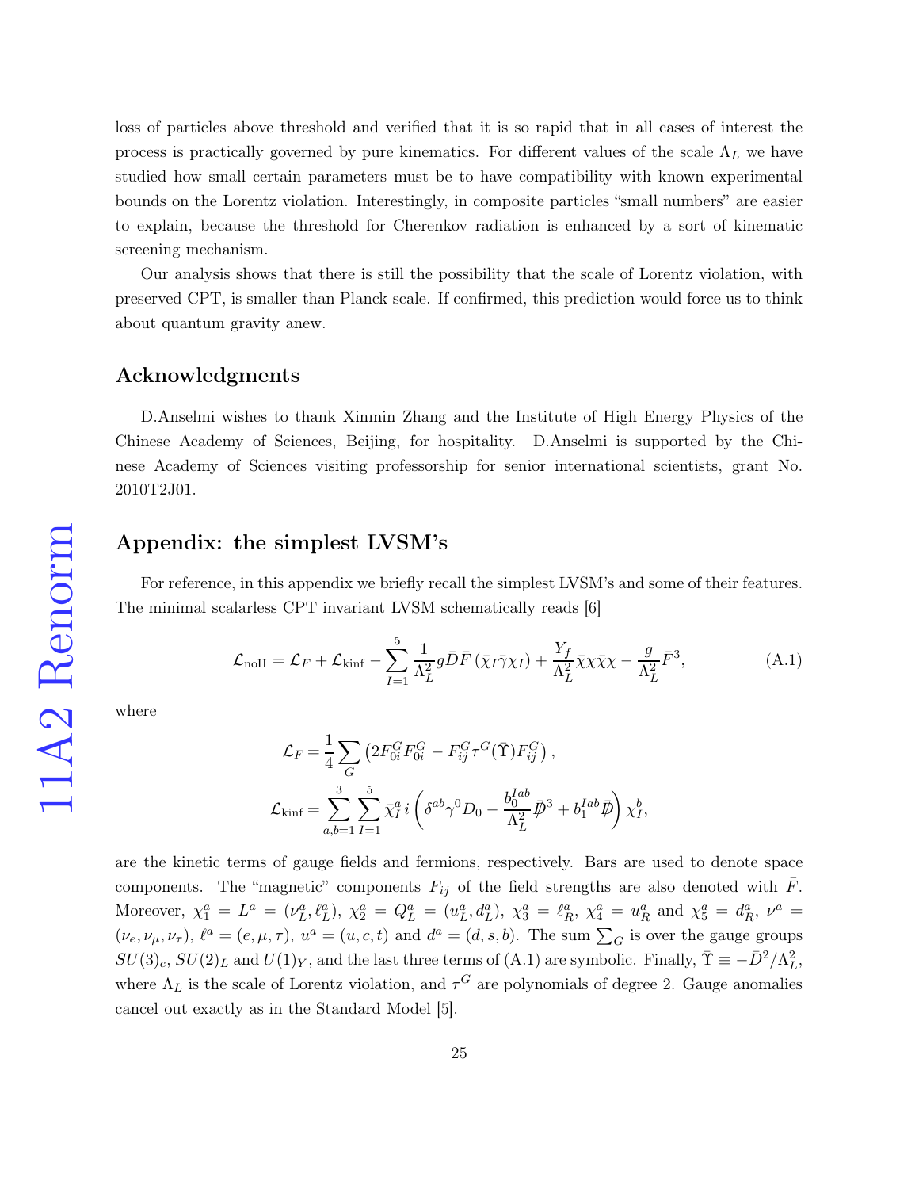loss of particles above threshold and verified that it is so rapid that in all cases of interest the process is practically governed by pure kinematics. For different values of the scale $\Lambda_L$ we have studied how small certain parameters must be to have compatibility with known experimental bounds on the Lorentz violation. Interestingly, in composite particles "small numbers" are easier to explain, because the threshold for Cherenkov radiation is enhanced by a sort of kinematic screening mechanism.

Our analysis shows that there is still the possibility that the scale of Lorentz violation, with preserved CPT, is smaller than Planck scale. If confirmed, this prediction would force us to think about quantum gravity anew.

## Acknowledgments

D.Anselmi wishes to thank Xinmin Zhang and the Institute of High Energy Physics of the Chinese Academy of Sciences, Beijing, for hospitality. D.Anselmi is supported by the Chinese Academy of Sciences visiting professorship for senior international scientists, grant No. 2010T2J01.

## Appendix: the simplest LVSM's

For reference, in this appendix we briefly recall the simplest LVSM's and some of their features. The minimal scalarless CPT invariant LVSM schematically reads [6]

$$\mathcal{L}_{\text{noH}} = \mathcal{L}_F + \mathcal{L}_{\text{kinf}} - \sum_{I=1}^{5} \frac{1}{\Lambda_L^2} g \bar{D}\bar{F}\left(\bar{\chi}_I \bar{\gamma} \chi_I\right) + \frac{Y_f}{\Lambda_L^2} \bar{\chi}\chi\bar{\chi}\chi - \frac{g}{\Lambda_L^2}\bar{F}^3, \tag{A.1}$$

where

$$\mathcal{L}_F = \frac{1}{4}\sum_G \left(2F_{0i}^G F_{0i}^G - F_{ij}^G \tau^G(\bar{\Upsilon}) F_{ij}^G\right),$$

$$\mathcal{L}_{\text{kinf}} = \sum_{a,b=1}^{3}\sum_{I=1}^{5} \bar{\chi}_I^a \, i\left(\delta^{ab}\gamma^0 D_0 - \frac{b_0^{Iab}}{\Lambda_L^2}\bar{\not{D}}^3 + b_1^{Iab}\bar{\not{D}}\right)\chi_I^b,$$

are the kinetic terms of gauge fields and fermions, respectively. Bars are used to denote space components. The "magnetic" components $F_{ij}$ of the field strengths are also denoted with $\bar{F}$. Moreover, $\chi_1^a = L^a = (\nu_L^a, \ell_L^a)$, $\chi_2^a = Q_L^a = (u_L^a, d_L^a)$, $\chi_3^a = \ell_R^a$, $\chi_4^a = u_R^a$ and $\chi_5^a = d_R^a$, $\nu^a = (\nu_e, \nu_\mu, \nu_\tau)$, $\ell^a = (e, \mu, \tau)$, $u^a = (u, c, t)$ and $d^a = (d, s, b)$. The sum $\sum_G$ is over the gauge groups $SU(3)_c$, $SU(2)_L$ and $U(1)_Y$, and the last three terms of (A.1) are symbolic. Finally, $\bar{\Upsilon} \equiv -\bar{D}^2/\Lambda_L^2$, where $\Lambda_L$ is the scale of Lorentz violation, and $\tau^G$ are polynomials of degree 2. Gauge anomalies cancel out exactly as in the Standard Model [5].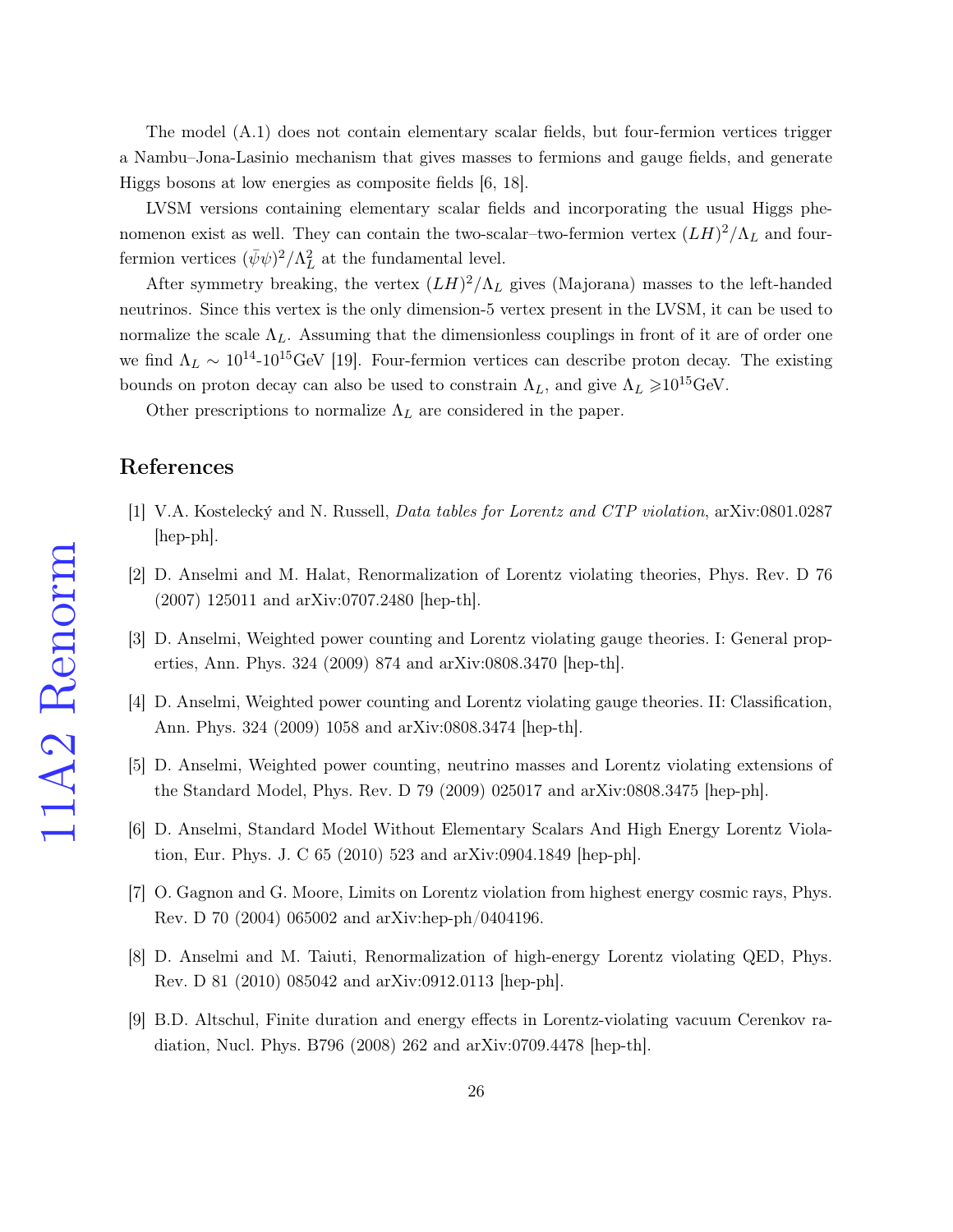The model (A.1) does not contain elementary scalar fields, but four-fermion vertices trigger a Nambu–Jona-Lasinio mechanism that gives masses to fermions and gauge fields, and generate Higgs bosons at low energies as composite fields [6, 18].

LVSM versions containing elementary scalar fields and incorporating the usual Higgs phenomenon exist as well. They can contain the two-scalar–two-fermion vertex $(LH)^2/\Lambda_L$ and four-fermion vertices $(\bar{\psi}\psi)^2/\Lambda_L^2$ at the fundamental level.

After symmetry breaking, the vertex $(LH)^2/\Lambda_L$ gives (Majorana) masses to the left-handed neutrinos. Since this vertex is the only dimension-5 vertex present in the LVSM, it can be used to normalize the scale $\Lambda_L$. Assuming that the dimensionless couplings in front of it are of order one we find $\Lambda_L \sim 10^{14}$-$10^{15}$GeV [19]. Four-fermion vertices can describe proton decay. The existing bounds on proton decay can also be used to constrain $\Lambda_L$, and give $\Lambda_L \geqslant 10^{15}$GeV.

Other prescriptions to normalize $\Lambda_L$ are considered in the paper.

## References

[1] V.A. Kostelecký and N. Russell, *Data tables for Lorentz and CTP violation*, arXiv:0801.0287 [hep-ph].

[2] D. Anselmi and M. Halat, Renormalization of Lorentz violating theories, Phys. Rev. D 76 (2007) 125011 and arXiv:0707.2480 [hep-th].

[3] D. Anselmi, Weighted power counting and Lorentz violating gauge theories. I: General properties, Ann. Phys. 324 (2009) 874 and arXiv:0808.3470 [hep-th].

[4] D. Anselmi, Weighted power counting and Lorentz violating gauge theories. II: Classification, Ann. Phys. 324 (2009) 1058 and arXiv:0808.3474 [hep-th].

[5] D. Anselmi, Weighted power counting, neutrino masses and Lorentz violating extensions of the Standard Model, Phys. Rev. D 79 (2009) 025017 and arXiv:0808.3475 [hep-ph].

[6] D. Anselmi, Standard Model Without Elementary Scalars And High Energy Lorentz Violation, Eur. Phys. J. C 65 (2010) 523 and arXiv:0904.1849 [hep-ph].

[7] O. Gagnon and G. Moore, Limits on Lorentz violation from highest energy cosmic rays, Phys. Rev. D 70 (2004) 065002 and arXiv:hep-ph/0404196.

[8] D. Anselmi and M. Taiuti, Renormalization of high-energy Lorentz violating QED, Phys. Rev. D 81 (2010) 085042 and arXiv:0912.0113 [hep-ph].

[9] B.D. Altschul, Finite duration and energy effects in Lorentz-violating vacuum Cerenkov radiation, Nucl. Phys. B796 (2008) 262 and arXiv:0709.4478 [hep-th].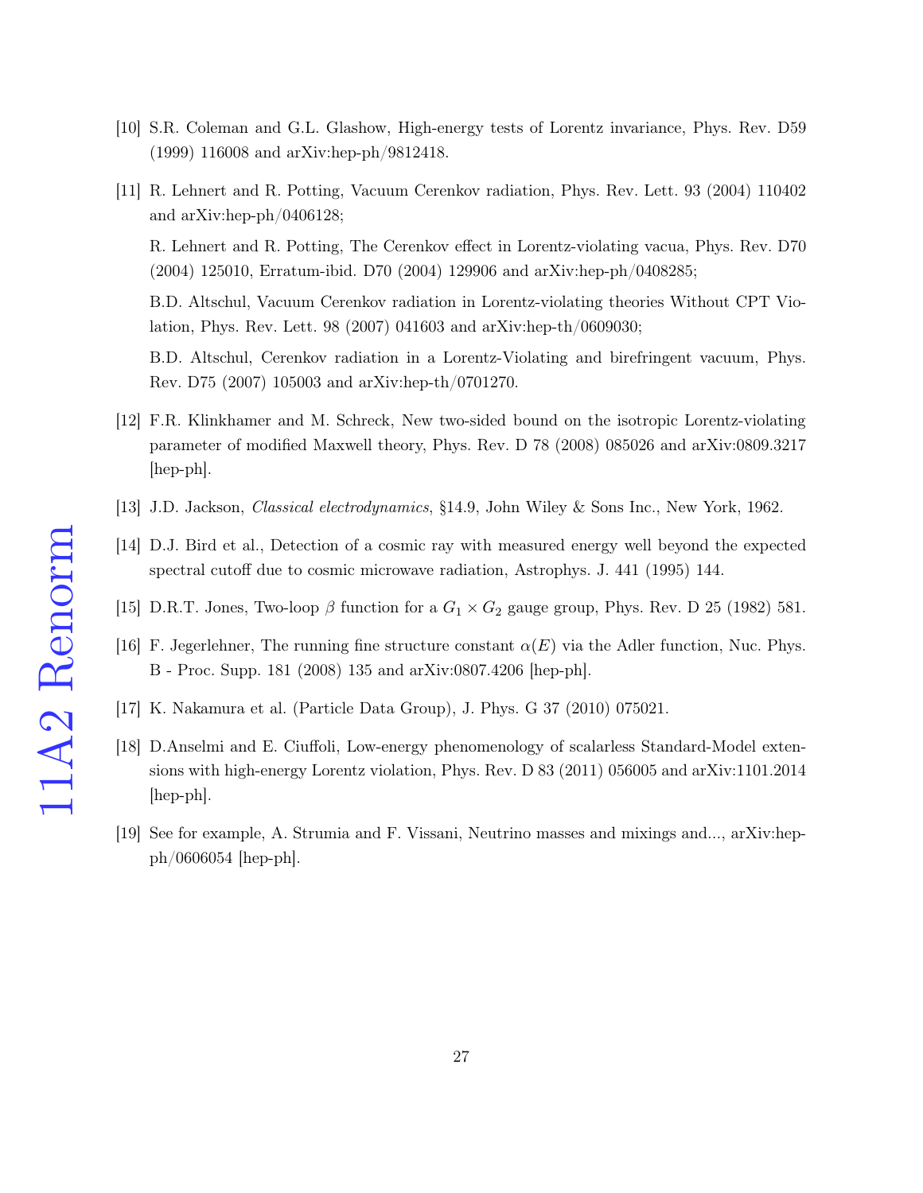[10] S.R. Coleman and G.L. Glashow, High-energy tests of Lorentz invariance, Phys. Rev. D59 (1999) 116008 and arXiv:hep-ph/9812418.

[11] R. Lehnert and R. Potting, Vacuum Cerenkov radiation, Phys. Rev. Lett. 93 (2004) 110402 and arXiv:hep-ph/0406128;

R. Lehnert and R. Potting, The Cerenkov effect in Lorentz-violating vacua, Phys. Rev. D70 (2004) 125010, Erratum-ibid. D70 (2004) 129906 and arXiv:hep-ph/0408285;

B.D. Altschul, Vacuum Cerenkov radiation in Lorentz-violating theories Without CPT Violation, Phys. Rev. Lett. 98 (2007) 041603 and arXiv:hep-th/0609030;

B.D. Altschul, Cerenkov radiation in a Lorentz-Violating and birefringent vacuum, Phys. Rev. D75 (2007) 105003 and arXiv:hep-th/0701270.

[12] F.R. Klinkhamer and M. Schreck, New two-sided bound on the isotropic Lorentz-violating parameter of modified Maxwell theory, Phys. Rev. D 78 (2008) 085026 and arXiv:0809.3217 [hep-ph].

[13] J.D. Jackson, *Classical electrodynamics*, §14.9, John Wiley & Sons Inc., New York, 1962.

[14] D.J. Bird et al., Detection of a cosmic ray with measured energy well beyond the expected spectral cutoff due to cosmic microwave radiation, Astrophys. J. 441 (1995) 144.

[15] D.R.T. Jones, Two-loop $\beta$ function for a $G_1 \times G_2$ gauge group, Phys. Rev. D 25 (1982) 581.

[16] F. Jegerlehner, The running fine structure constant $\alpha(E)$ via the Adler function, Nuc. Phys. B - Proc. Supp. 181 (2008) 135 and arXiv:0807.4206 [hep-ph].

[17] K. Nakamura et al. (Particle Data Group), J. Phys. G 37 (2010) 075021.

[18] D.Anselmi and E. Ciuffoli, Low-energy phenomenology of scalarless Standard-Model extensions with high-energy Lorentz violation, Phys. Rev. D 83 (2011) 056005 and arXiv:1101.2014 [hep-ph].

[19] See for example, A. Strumia and F. Vissani, Neutrino masses and mixings and..., arXiv:hep-ph/0606054 [hep-ph].